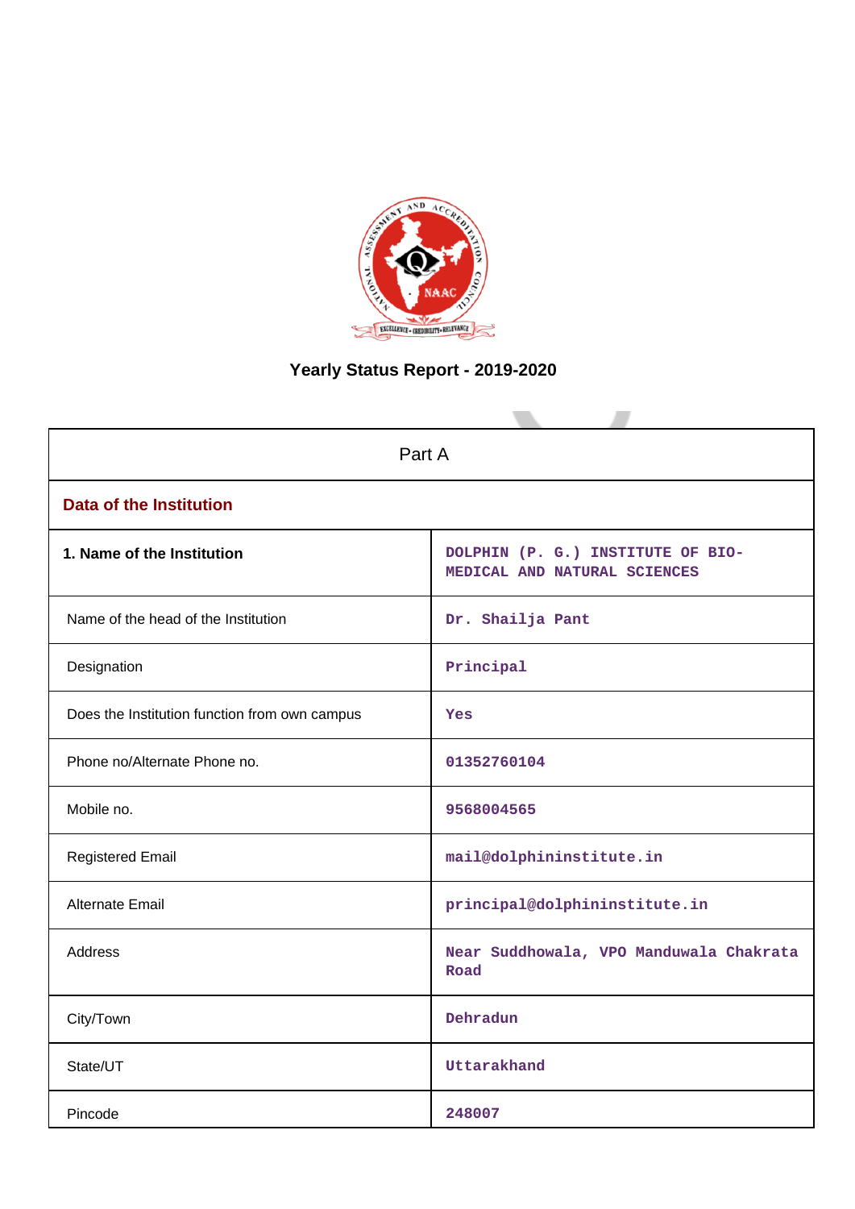# Yearly Status Report - 2019-2020

| Part A | |
|---|---|
| **Data of the Institution** | |
| **1. Name of the Institution** | DOLPHIN (P. G.) INSTITUTE OF BIO-MEDICAL AND NATURAL SCIENCES |
| Name of the head of the Institution | Dr. Shailja Pant |
| Designation | Principal |
| Does the Institution function from own campus | Yes |
| Phone no/Alternate Phone no. | 01352760104 |
| Mobile no. | 9568004565 |
| Registered Email | mail@dolphininstitute.in |
| Alternate Email | principal@dolphininstitute.in |
| Address | Near Suddhowala, VPO Manduwala Chakrata Road |
| City/Town | Dehradun |
| State/UT | Uttarakhand |
| Pincode | 248007 |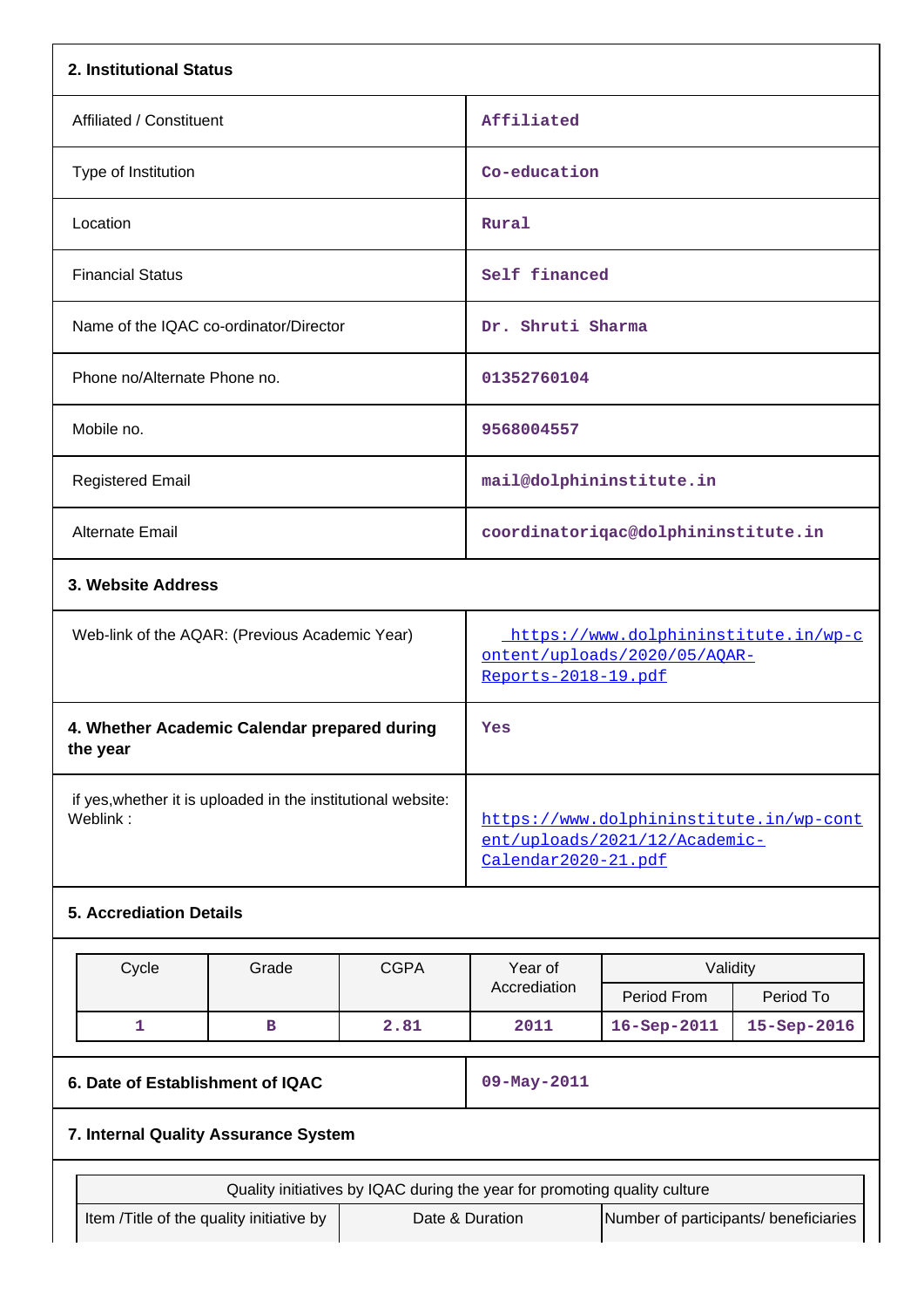## 2. Institutional Status

| | |
|---|---|
| Affiliated / Constituent | Affiliated |
| Type of Institution | Co-education |
| Location | Rural |
| Financial Status | Self financed |
| Name of the IQAC co-ordinator/Director | Dr. Shruti Sharma |
| Phone no/Alternate Phone no. | 01352760104 |
| Mobile no. | 9568004557 |
| Registered Email | mail@dolphininstitute.in |
| Alternate Email | coordinatoriqac@dolphininstitute.in |

## 3. Website Address

| | |
|---|---|
| Web-link of the AQAR: (Previous Academic Year) | https://www.dolphininstitute.in/wp-content/uploads/2020/05/AQAR-Reports-2018-19.pdf |
| **4. Whether Academic Calendar prepared during the year** | Yes |
| if yes,whether it is uploaded in the institutional website: Weblink : | https://www.dolphininstitute.in/wp-content/uploads/2021/12/Academic-Calendar2020-21.pdf |

## 5. Accrediation Details

| Cycle | Grade | CGPA | Year of Accrediation | Validity | |
|---|---|---|---|---|---|
| | | | | Period From | Period To |
| 1 | B | 2.81 | 2011 | 16-Sep-2011 | 15-Sep-2016 |

| | |
|---|---|
| **6. Date of Establishment of IQAC** | 09-May-2011 |

## 7. Internal Quality Assurance System

| Quality initiatives by IQAC during the year for promoting quality culture | | |
|---|---|---|
| Item /Title of the quality initiative by | Date & Duration | Number of participants/ beneficiaries |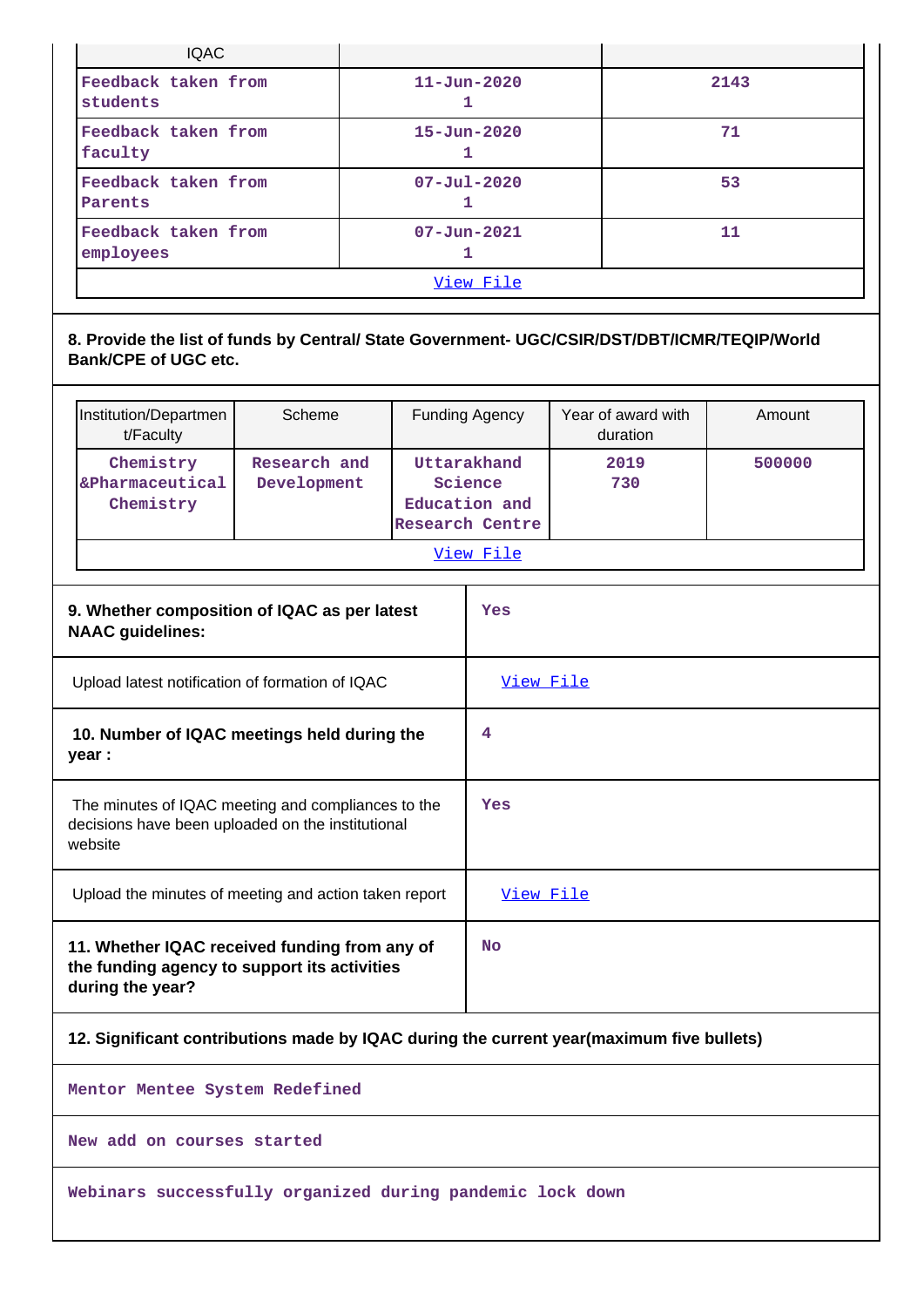| IQAC | | |
|---|---|---|
| Feedback taken from students | 11-Jun-2020<br>1 | 2143 |
| Feedback taken from faculty | 15-Jun-2020<br>1 | 71 |
| Feedback taken from Parents | 07-Jul-2020<br>1 | 53 |
| Feedback taken from employees | 07-Jun-2021<br>1 | 11 |
| View File | | |

**8. Provide the list of funds by Central/ State Government- UGC/CSIR/DST/DBT/ICMR/TEQIP/World Bank/CPE of UGC etc.**

| Institution/Department/Faculty | Scheme | Funding Agency | Year of award with duration | Amount |
|---|---|---|---|---|
| Chemistry &Pharmaceutical Chemistry | Research and Development | Uttarakhand Science Education and Research Centre | 2019<br>730 | 500000 |
| View File | | | | |

| | |
|---|---|
| **9. Whether composition of IQAC as per latest NAAC guidelines:** | Yes |
| Upload latest notification of formation of IQAC | View File |
| **10. Number of IQAC meetings held during the year :** | 4 |
| The minutes of IQAC meeting and compliances to the decisions have been uploaded on the institutional website | Yes |
| Upload the minutes of meeting and action taken report | View File |
| **11. Whether IQAC received funding from any of the funding agency to support its activities during the year?** | No |

**12. Significant contributions made by IQAC during the current year(maximum five bullets)**

Mentor Mentee System Redefined

New add on courses started

Webinars successfully organized during pandemic lock down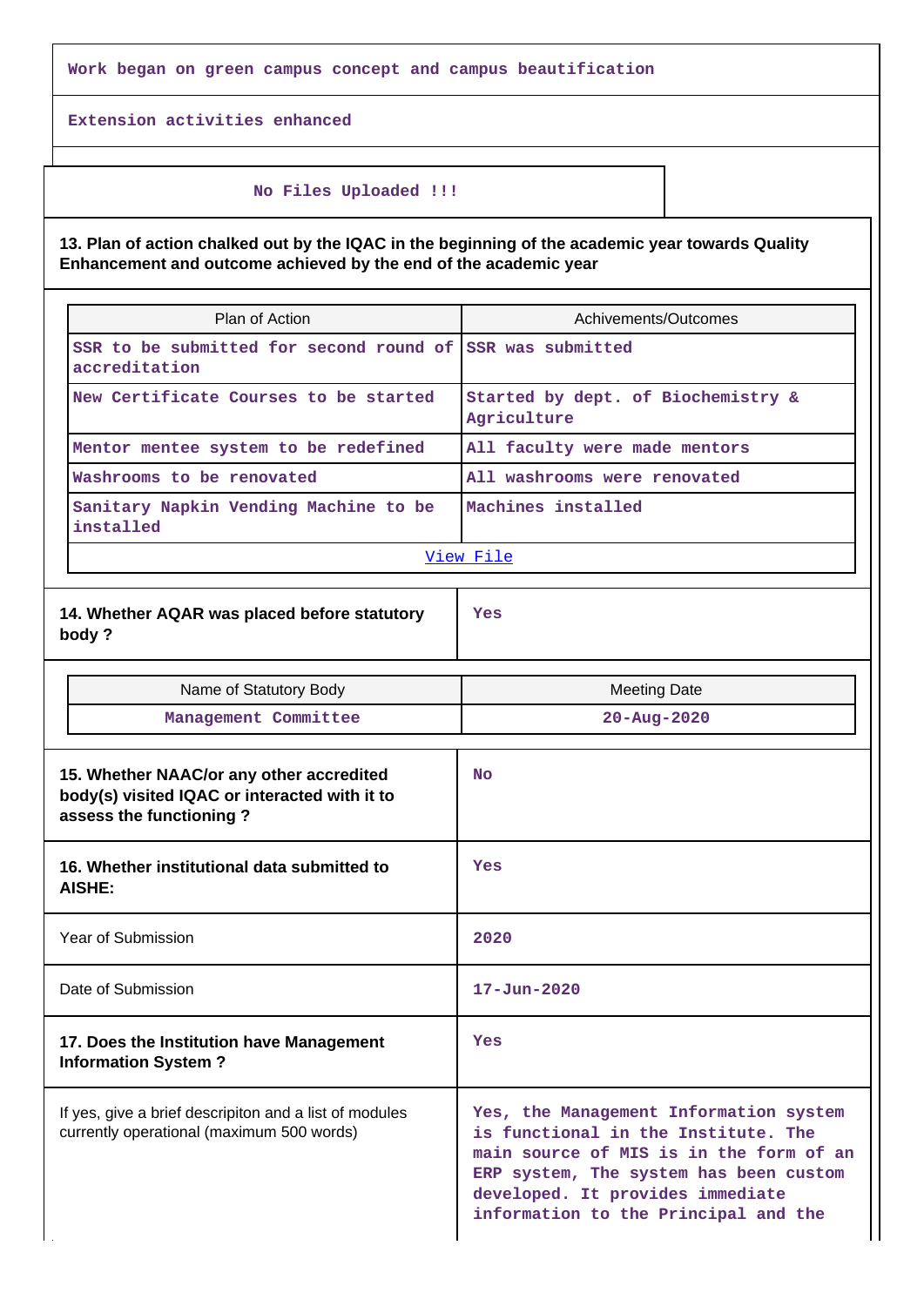| |
|---|
| Work began on green campus concept and campus beautification |
| Extension activities enhanced |

No Files Uploaded !!!

**13. Plan of action chalked out by the IQAC in the beginning of the academic year towards Quality Enhancement and outcome achieved by the end of the academic year**

| Plan of Action | Achivements/Outcomes |
|---|---|
| SSR to be submitted for second round of accreditation | SSR was submitted |
| New Certificate Courses to be started | Started by dept. of Biochemistry & Agriculture |
| Mentor mentee system to be redefined | All faculty were made mentors |
| Washrooms to be renovated | All washrooms were renovated |
| Sanitary Napkin Vending Machine to be installed | Machines installed |
| View File | |

| | |
|---|---|
| **14. Whether AQAR was placed before statutory body ?** | Yes |

| Name of Statutory Body | Meeting Date |
|---|---|
| Management Committee | 20-Aug-2020 |

| | |
|---|---|
| **15. Whether NAAC/or any other accredited body(s) visited IQAC or interacted with it to assess the functioning ?** | No |
| **16. Whether institutional data submitted to AISHE:** | Yes |
| Year of Submission | 2020 |
| Date of Submission | 17-Jun-2020 |
| **17. Does the Institution have Management Information System ?** | Yes |
| If yes, give a brief descripiton and a list of modules currently operational (maximum 500 words) | Yes, the Management Information system is functional in the Institute. The main source of MIS is in the form of an ERP system, The system has been custom developed. It provides immediate information to the Principal and the |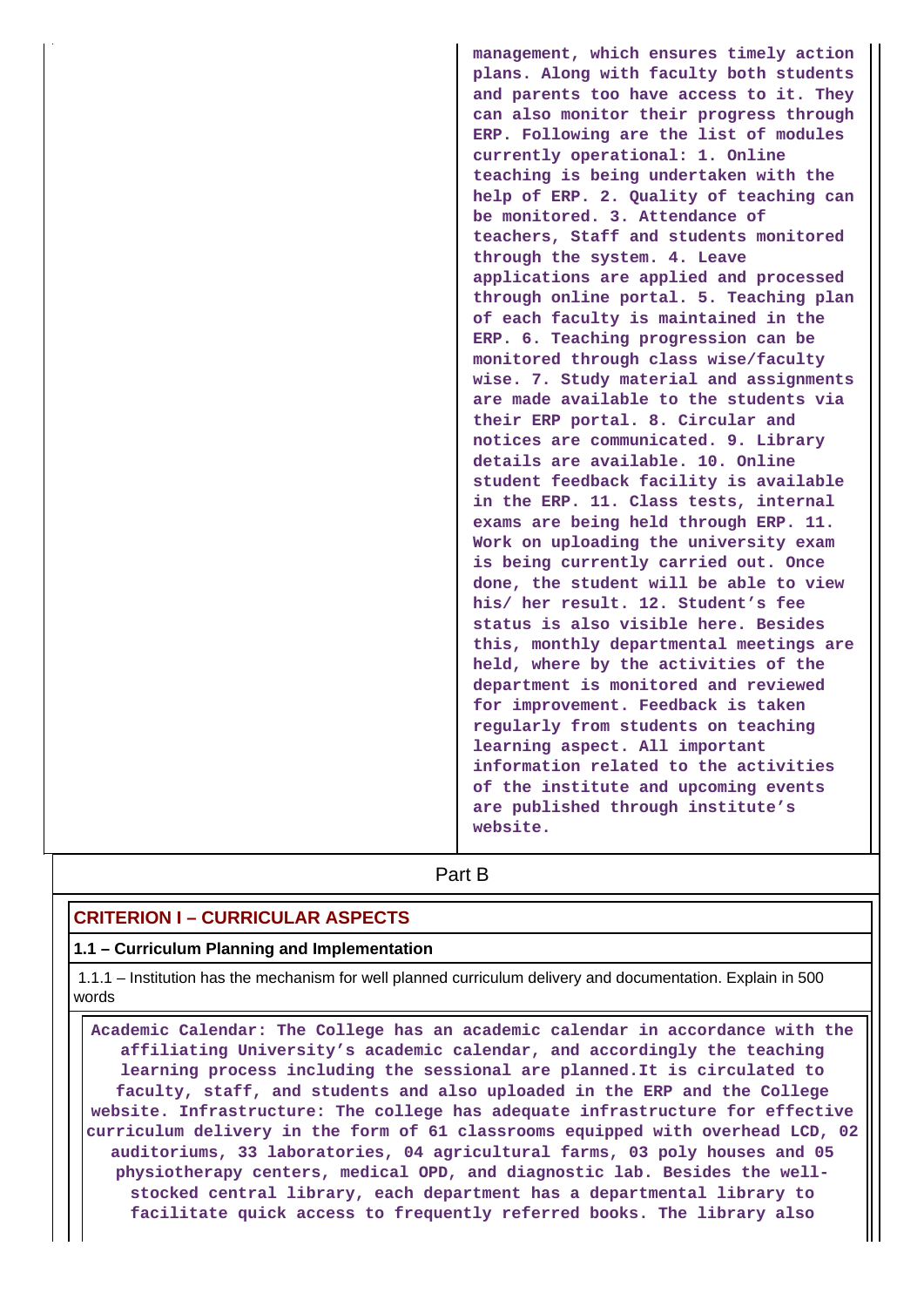| | |
|---|---|
| | management, which ensures timely action plans. Along with faculty both students and parents too have access to it. They can also monitor their progress through ERP. Following are the list of modules currently operational: 1. Online teaching is being undertaken with the help of ERP. 2. Quality of teaching can be monitored. 3. Attendance of teachers, Staff and students monitored through the system. 4. Leave applications are applied and processed through online portal. 5. Teaching plan of each faculty is maintained in the ERP. 6. Teaching progression can be monitored through class wise/faculty wise. 7. Study material and assignments are made available to the students via their ERP portal. 8. Circular and notices are communicated. 9. Library details are available. 10. Online student feedback facility is available in the ERP. 11. Class tests, internal exams are being held through ERP. 11. Work on uploading the university exam is being currently carried out. Once done, the student will be able to view his/ her result. 12. Student's fee status is also visible here. Besides this, monthly departmental meetings are held, where by the activities of the department is monitored and reviewed for improvement. Feedback is taken regularly from students on teaching learning aspect. All important information related to the activities of the institute and upcoming events are published through institute's website. |

## Part B

### CRITERION I – CURRICULAR ASPECTS

#### 1.1 – Curriculum Planning and Implementation

1.1.1 – Institution has the mechanism for well planned curriculum delivery and documentation. Explain in 500 words

Academic Calendar: The College has an academic calendar in accordance with the affiliating University's academic calendar, and accordingly the teaching learning process including the sessional are planned.It is circulated to faculty, staff, and students and also uploaded in the ERP and the College website. Infrastructure: The college has adequate infrastructure for effective curriculum delivery in the form of 61 classrooms equipped with overhead LCD, 02 auditoriums, 33 laboratories, 04 agricultural farms, 03 poly houses and 05 physiotherapy centers, medical OPD, and diagnostic lab. Besides the well-stocked central library, each department has a departmental library to facilitate quick access to frequently referred books. The library also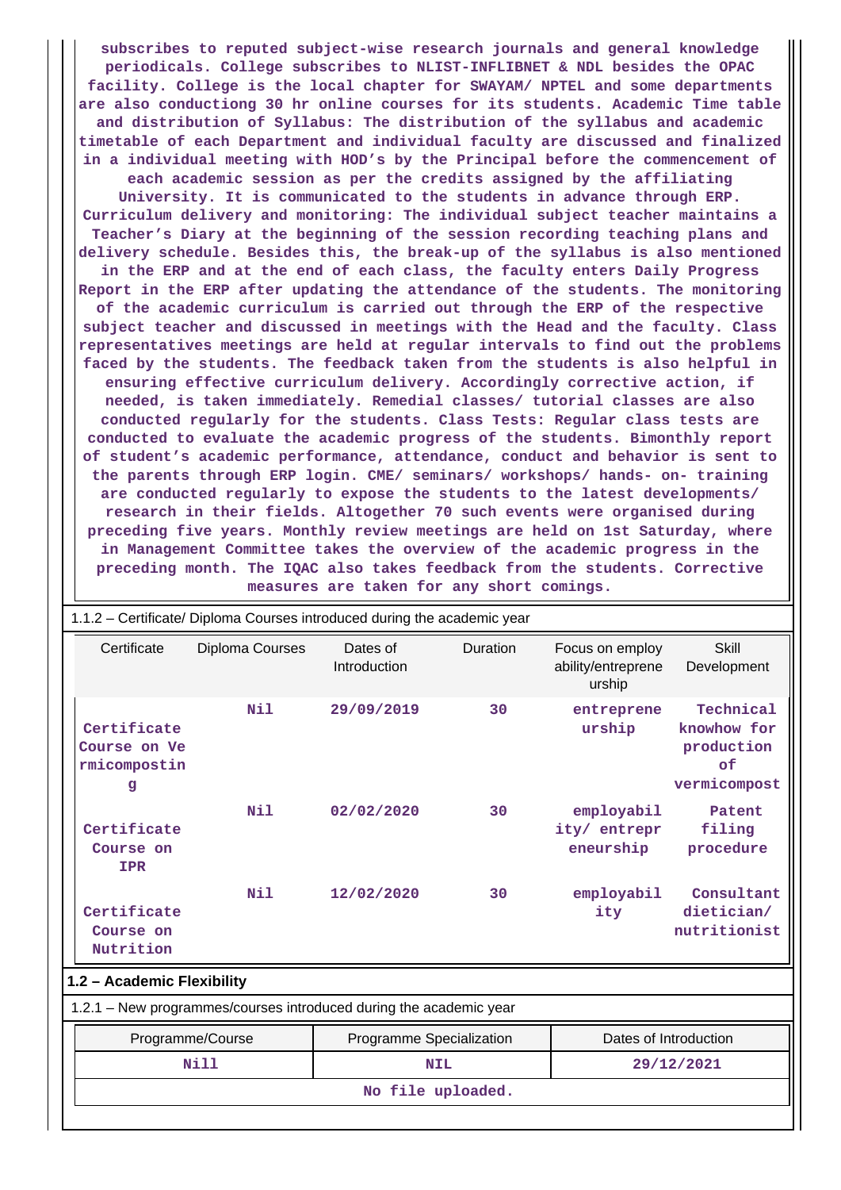subscribes to reputed subject-wise research journals and general knowledge periodicals. College subscribes to NLIST-INFLIBNET & NDL besides the OPAC facility. College is the local chapter for SWAYAM/ NPTEL and some departments are also conductiong 30 hr online courses for its students. Academic Time table and distribution of Syllabus: The distribution of the syllabus and academic timetable of each Department and individual faculty are discussed and finalized in a individual meeting with HOD's by the Principal before the commencement of each academic session as per the credits assigned by the affiliating University. It is communicated to the students in advance through ERP. Curriculum delivery and monitoring: The individual subject teacher maintains a Teacher's Diary at the beginning of the session recording teaching plans and delivery schedule. Besides this, the break-up of the syllabus is also mentioned in the ERP and at the end of each class, the faculty enters Daily Progress Report in the ERP after updating the attendance of the students. The monitoring of the academic curriculum is carried out through the ERP of the respective subject teacher and discussed in meetings with the Head and the faculty. Class representatives meetings are held at regular intervals to find out the problems faced by the students. The feedback taken from the students is also helpful in ensuring effective curriculum delivery. Accordingly corrective action, if needed, is taken immediately. Remedial classes/ tutorial classes are also conducted regularly for the students. Class Tests: Regular class tests are conducted to evaluate the academic progress of the students. Bimonthly report of student's academic performance, attendance, conduct and behavior is sent to the parents through ERP login. CME/ seminars/ workshops/ hands- on- training are conducted regularly to expose the students to the latest developments/ research in their fields. Altogether 70 such events were organised during preceding five years. Monthly review meetings are held on 1st Saturday, where in Management Committee takes the overview of the academic progress in the preceding month. The IQAC also takes feedback from the students. Corrective measures are taken for any short comings.

1.1.2 – Certificate/ Diploma Courses introduced during the academic year

| Certificate | Diploma Courses | Dates of Introduction | Duration | Focus on employ ability/entreprene urship | Skill Development |
|---|---|---|---|---|---|
| Certificate Course on Vermicomposting | Nil | 29/09/2019 | 30 | entrepreneurship | Technical knowhow for production of vermicompost |
| Certificate Course on IPR | Nil | 02/02/2020 | 30 | employability/ entrepreneurship | Patent filing procedure |
| Certificate Course on Nutrition | Nil | 12/02/2020 | 30 | employability | Consultant dietician/ nutritionist |

**1.2 – Academic Flexibility**

1.2.1 – New programmes/courses introduced during the academic year

| Programme/Course | Programme Specialization | Dates of Introduction |
|---|---|---|
| Nill | NIL | 29/12/2021 |

No file uploaded.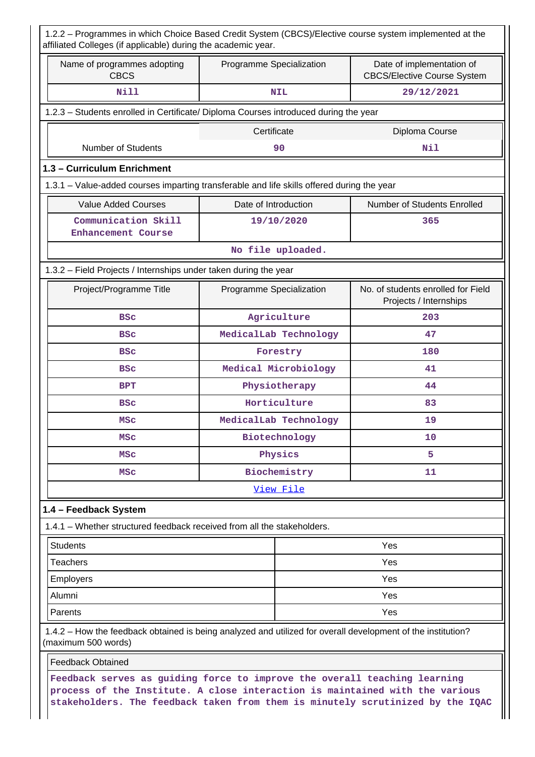1.2.2 – Programmes in which Choice Based Credit System (CBCS)/Elective course system implemented at the affiliated Colleges (if applicable) during the academic year.

| Name of programmes adopting CBCS | Programme Specialization | Date of implementation of CBCS/Elective Course System |
|---|---|---|
| Nill | NIL | 29/12/2021 |

1.2.3 – Students enrolled in Certificate/ Diploma Courses introduced during the year

| | Certificate | Diploma Course |
|---|---|---|
| Number of Students | 90 | Nil |

### 1.3 – Curriculum Enrichment

1.3.1 – Value-added courses imparting transferable and life skills offered during the year

| Value Added Courses | Date of Introduction | Number of Students Enrolled |
|---|---|---|
| Communication Skill Enhancement Course | 19/10/2020 | 365 |
| No file uploaded. | | |

1.3.2 – Field Projects / Internships under taken during the year

| Project/Programme Title | Programme Specialization | No. of students enrolled for Field Projects / Internships |
|---|---|---|
| BSc | Agriculture | 203 |
| BSc | MedicalLab Technology | 47 |
| BSc | Forestry | 180 |
| BSc | Medical Microbiology | 41 |
| BPT | Physiotherapy | 44 |
| BSc | Horticulture | 83 |
| MSc | MedicalLab Technology | 19 |
| MSc | Biotechnology | 10 |
| MSc | Physics | 5 |
| MSc | Biochemistry | 11 |
| View File | | |

### 1.4 – Feedback System

1.4.1 – Whether structured feedback received from all the stakeholders.

| | |
|---|---|
| Students | Yes |
| Teachers | Yes |
| Employers | Yes |
| Alumni | Yes |
| Parents | Yes |

1.4.2 – How the feedback obtained is being analyzed and utilized for overall development of the institution? (maximum 500 words)

Feedback Obtained

Feedback serves as guiding force to improve the overall teaching learning process of the Institute. A close interaction is maintained with the various stakeholders. The feedback taken from them is minutely scrutinized by the IQAC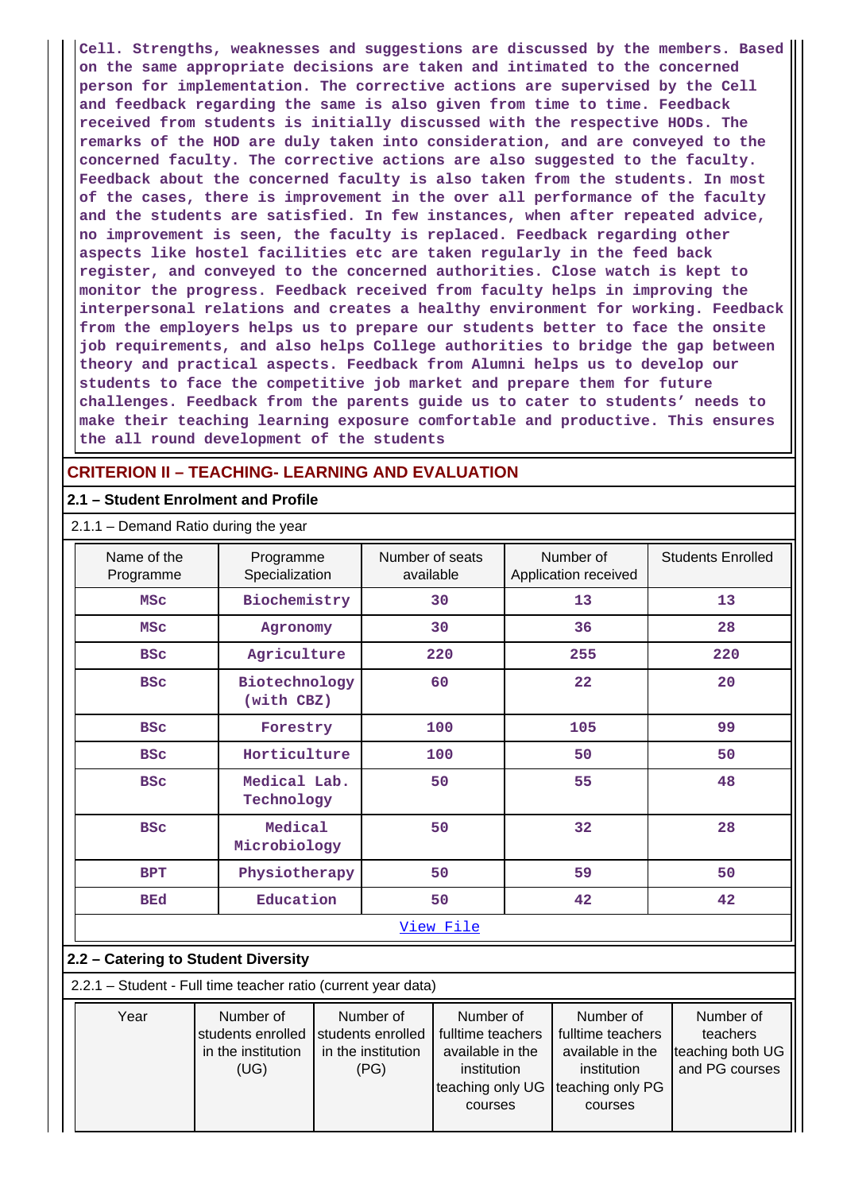Cell. Strengths, weaknesses and suggestions are discussed by the members. Based on the same appropriate decisions are taken and intimated to the concerned person for implementation. The corrective actions are supervised by the Cell and feedback regarding the same is also given from time to time. Feedback received from students is initially discussed with the respective HODs. The remarks of the HOD are duly taken into consideration, and are conveyed to the concerned faculty. The corrective actions are also suggested to the faculty. Feedback about the concerned faculty is also taken from the students. In most of the cases, there is improvement in the over all performance of the faculty and the students are satisfied. In few instances, when after repeated advice, no improvement is seen, the faculty is replaced. Feedback regarding other aspects like hostel facilities etc are taken regularly in the feed back register, and conveyed to the concerned authorities. Close watch is kept to monitor the progress. Feedback received from faculty helps in improving the interpersonal relations and creates a healthy environment for working. Feedback from the employers helps us to prepare our students better to face the onsite job requirements, and also helps College authorities to bridge the gap between theory and practical aspects. Feedback from Alumni helps us to develop our students to face the competitive job market and prepare them for future challenges. Feedback from the parents guide us to cater to students' needs to make their teaching learning exposure comfortable and productive. This ensures the all round development of the students

## CRITERION II – TEACHING- LEARNING AND EVALUATION

### 2.1 – Student Enrolment and Profile

2.1.1 – Demand Ratio during the year

| Name of the Programme | Programme Specialization | Number of seats available | Number of Application received | Students Enrolled |
|---|---|---|---|---|
| MSc | Biochemistry | 30 | 13 | 13 |
| MSc | Agronomy | 30 | 36 | 28 |
| BSc | Agriculture | 220 | 255 | 220 |
| BSc | Biotechnology (with CBZ) | 60 | 22 | 20 |
| BSc | Forestry | 100 | 105 | 99 |
| BSc | Horticulture | 100 | 50 | 50 |
| BSc | Medical Lab. Technology | 50 | 55 | 48 |
| BSc | Medical Microbiology | 50 | 32 | 28 |
| BPT | Physiotherapy | 50 | 59 | 50 |
| BEd | Education | 50 | 42 | 42 |

View File

### 2.2 – Catering to Student Diversity

2.2.1 – Student - Full time teacher ratio (current year data)

| Year | Number of students enrolled in the institution (UG) | Number of students enrolled in the institution (PG) | Number of fulltime teachers available in the institution teaching only UG courses | Number of fulltime teachers available in the institution teaching only PG courses | Number of teachers teaching both UG and PG courses |
|---|---|---|---|---|---|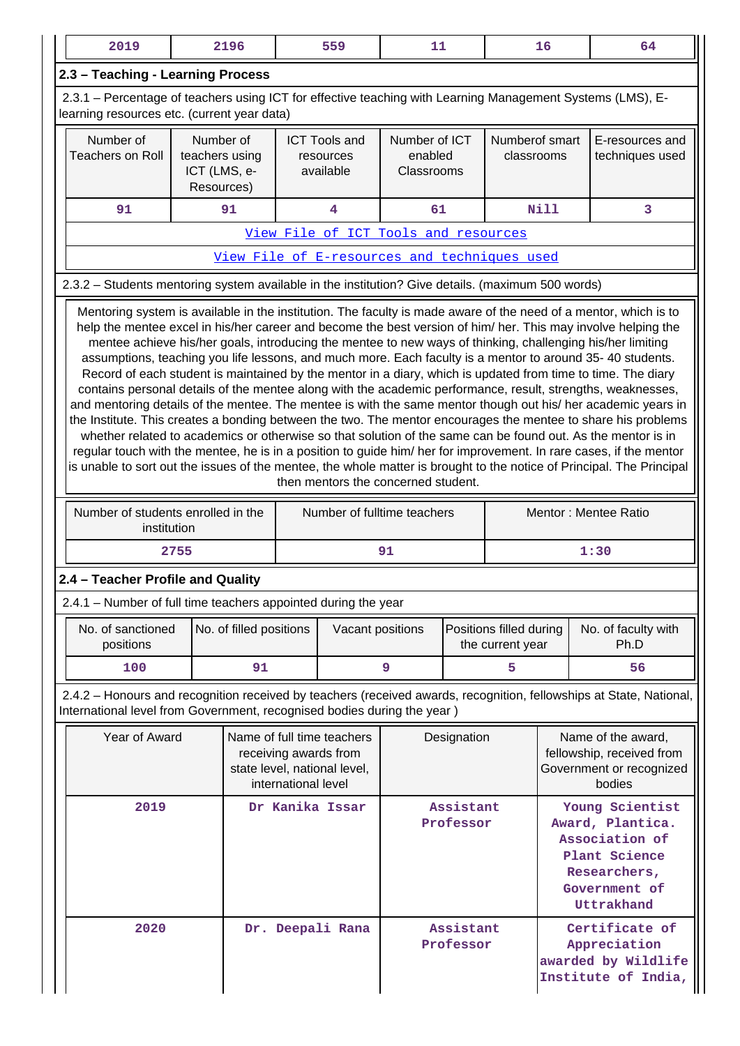| | | | | | |
|---|---|---|---|---|---|
| 2019 | 2196 | 559 | 11 | 16 | 64 |

## 2.3 – Teaching - Learning Process

2.3.1 – Percentage of teachers using ICT for effective teaching with Learning Management Systems (LMS), E-learning resources etc. (current year data)

| Number of Teachers on Roll | Number of teachers using ICT (LMS, e-Resources) | ICT Tools and resources available | Number of ICT enabled Classrooms | Numberof smart classrooms | E-resources and techniques used |
|---|---|---|---|---|---|
| 91 | 91 | 4 | 61 | Nill | 3 |
| View File of ICT Tools and resources | | | | | |
| View File of E-resources and techniques used | | | | | |

2.3.2 – Students mentoring system available in the institution? Give details. (maximum 500 words)

Mentoring system is available in the institution. The faculty is made aware of the need of a mentor, which is to help the mentee excel in his/her career and become the best version of him/ her. This may involve helping the mentee achieve his/her goals, introducing the mentee to new ways of thinking, challenging his/her limiting assumptions, teaching you life lessons, and much more. Each faculty is a mentor to around 35- 40 students. Record of each student is maintained by the mentor in a diary, which is updated from time to time. The diary contains personal details of the mentee along with the academic performance, result, strengths, weaknesses, and mentoring details of the mentee. The mentee is with the same mentor though out his/ her academic years in the Institute. This creates a bonding between the two. The mentor encourages the mentee to share his problems whether related to academics or otherwise so that solution of the same can be found out. As the mentor is in regular touch with the mentee, he is in a position to guide him/ her for improvement. In rare cases, if the mentor is unable to sort out the issues of the mentee, the whole matter is brought to the notice of Principal. The Principal then mentors the concerned student.

| Number of students enrolled in the institution | Number of fulltime teachers | Mentor : Mentee Ratio |
|---|---|---|
| 2755 | 91 | 1:30 |

## 2.4 – Teacher Profile and Quality

2.4.1 – Number of full time teachers appointed during the year

| No. of sanctioned positions | No. of filled positions | Vacant positions | Positions filled during the current year | No. of faculty with Ph.D |
|---|---|---|---|---|
| 100 | 91 | 9 | 5 | 56 |

2.4.2 – Honours and recognition received by teachers (received awards, recognition, fellowships at State, National, International level from Government, recognised bodies during the year )

| Year of Award | Name of full time teachers receiving awards from state level, national level, international level | Designation | Name of the award, fellowship, received from Government or recognized bodies |
|---|---|---|---|
| 2019 | Dr Kanika Issar | Assistant Professor | Young Scientist Award, Plantica. Association of Plant Science Researchers, Government of Uttrakhand |
| 2020 | Dr. Deepali Rana | Assistant Professor | Certificate of Appreciation awarded by Wildlife Institute of India, |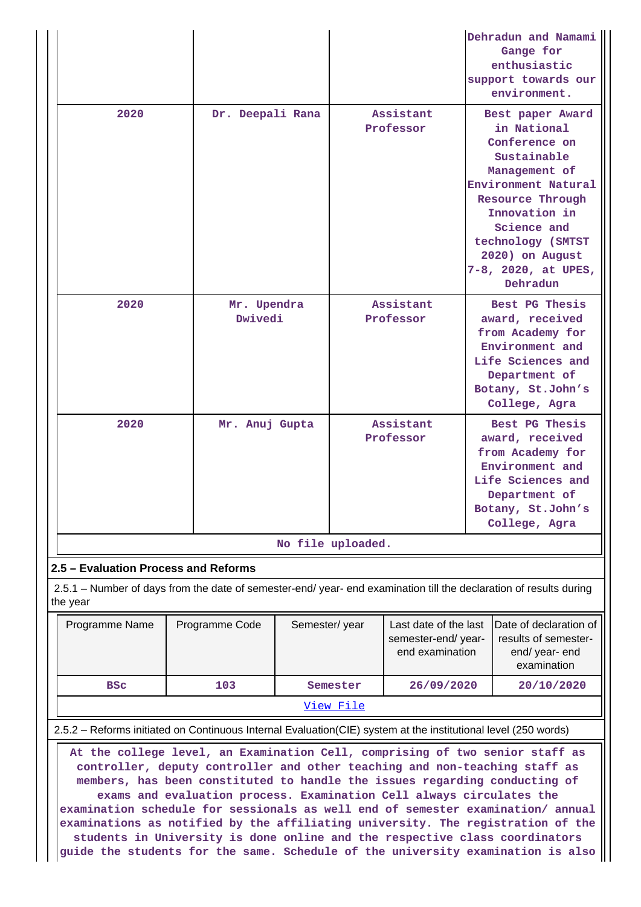| | | | Dehradun and Namami Gange for enthusiastic support towards our environment. |
|---|---|---|---|
| 2020 | Dr. Deepali Rana | Assistant Professor | Best paper Award in National Conference on Sustainable Management of Environment Natural Resource Through Innovation in Science and technology (SMTST 2020) on August 7-8, 2020, at UPES, Dehradun |
| 2020 | Mr. Upendra Dwivedi | Assistant Professor | Best PG Thesis award, received from Academy for Environment and Life Sciences and Department of Botany, St.John's College, Agra |
| 2020 | Mr. Anuj Gupta | Assistant Professor | Best PG Thesis award, received from Academy for Environment and Life Sciences and Department of Botany, St.John's College, Agra |

No file uploaded.

## 2.5 – Evaluation Process and Reforms

2.5.1 – Number of days from the date of semester-end/ year- end examination till the declaration of results during the year

| Programme Name | Programme Code | Semester/ year | Last date of the last semester-end/ year- end examination | Date of declaration of results of semester- end/ year- end examination |
|---|---|---|---|---|
| BSc | 103 | Semester | 26/09/2020 | 20/10/2020 |

View File

2.5.2 – Reforms initiated on Continuous Internal Evaluation(CIE) system at the institutional level (250 words)

At the college level, an Examination Cell, comprising of two senior staff as controller, deputy controller and other teaching and non-teaching staff as members, has been constituted to handle the issues regarding conducting of exams and evaluation process. Examination Cell always circulates the examination schedule for sessionals as well end of semester examination/ annual examinations as notified by the affiliating university. The registration of the students in University is done online and the respective class coordinators guide the students for the same. Schedule of the university examination is also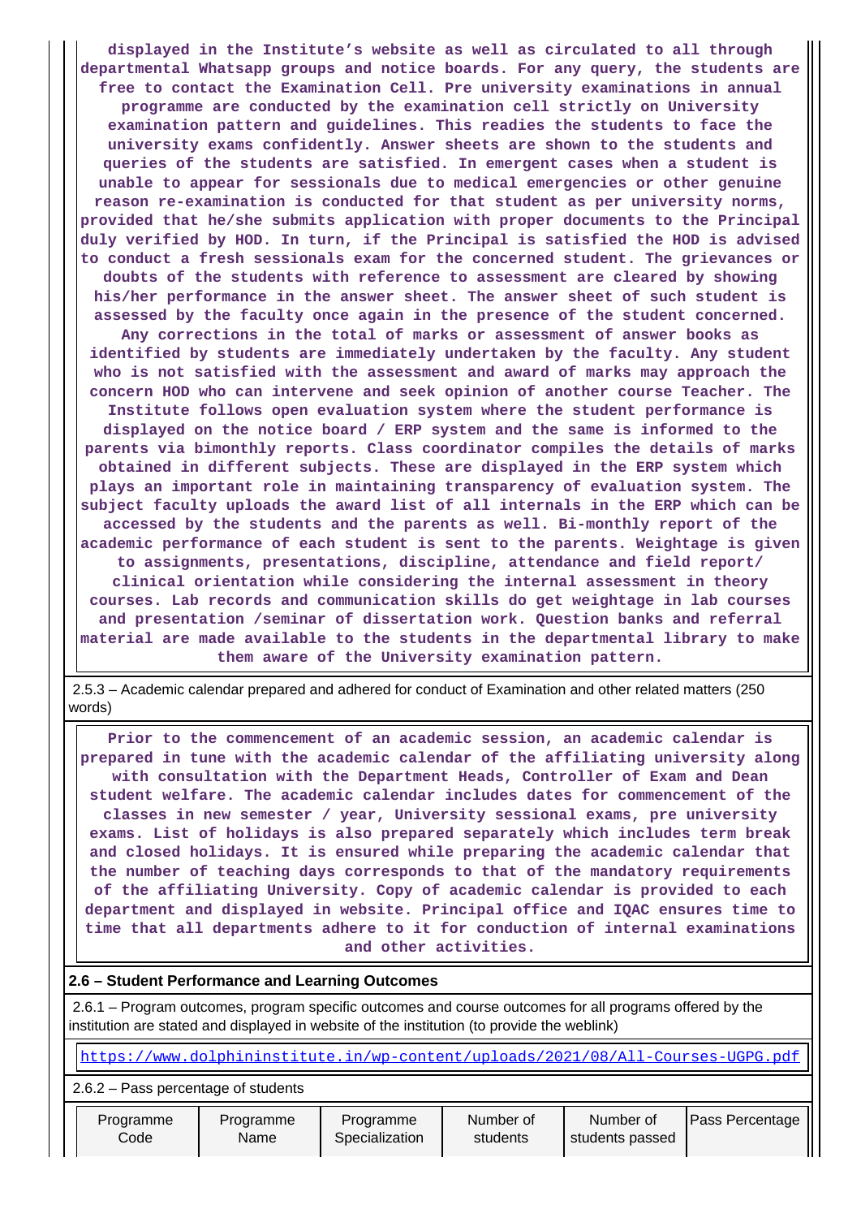displayed in the Institute's website as well as circulated to all through departmental Whatsapp groups and notice boards. For any query, the students are free to contact the Examination Cell. Pre university examinations in annual programme are conducted by the examination cell strictly on University examination pattern and guidelines. This readies the students to face the university exams confidently. Answer sheets are shown to the students and queries of the students are satisfied. In emergent cases when a student is unable to appear for sessionals due to medical emergencies or other genuine reason re-examination is conducted for that student as per university norms, provided that he/she submits application with proper documents to the Principal duly verified by HOD. In turn, if the Principal is satisfied the HOD is advised to conduct a fresh sessionals exam for the concerned student. The grievances or doubts of the students with reference to assessment are cleared by showing his/her performance in the answer sheet. The answer sheet of such student is assessed by the faculty once again in the presence of the student concerned. Any corrections in the total of marks or assessment of answer books as identified by students are immediately undertaken by the faculty. Any student who is not satisfied with the assessment and award of marks may approach the concern HOD who can intervene and seek opinion of another course Teacher. The Institute follows open evaluation system where the student performance is displayed on the notice board / ERP system and the same is informed to the parents via bimonthly reports. Class coordinator compiles the details of marks obtained in different subjects. These are displayed in the ERP system which plays an important role in maintaining transparency of evaluation system. The subject faculty uploads the award list of all internals in the ERP which can be accessed by the students and the parents as well. Bi-monthly report of the academic performance of each student is sent to the parents. Weightage is given to assignments, presentations, discipline, attendance and field report/ clinical orientation while considering the internal assessment in theory courses. Lab records and communication skills do get weightage in lab courses and presentation /seminar of dissertation work. Question banks and referral material are made available to the students in the departmental library to make them aware of the University examination pattern.

2.5.3 – Academic calendar prepared and adhered for conduct of Examination and other related matters (250 words)

Prior to the commencement of an academic session, an academic calendar is prepared in tune with the academic calendar of the affiliating university along with consultation with the Department Heads, Controller of Exam and Dean student welfare. The academic calendar includes dates for commencement of the classes in new semester / year, University sessional exams, pre university exams. List of holidays is also prepared separately which includes term break and closed holidays. It is ensured while preparing the academic calendar that the number of teaching days corresponds to that of the mandatory requirements of the affiliating University. Copy of academic calendar is provided to each department and displayed in website. Principal office and IQAC ensures time to time that all departments adhere to it for conduction of internal examinations and other activities.

## 2.6 – Student Performance and Learning Outcomes

2.6.1 – Program outcomes, program specific outcomes and course outcomes for all programs offered by the institution are stated and displayed in website of the institution (to provide the weblink)

https://www.dolphininstitute.in/wp-content/uploads/2021/08/All-Courses-UGPG.pdf

2.6.2 – Pass percentage of students

| Programme Code | Programme Name | Programme Specialization | Number of students | Number of students passed | Pass Percentage |
|---|---|---|---|---|---|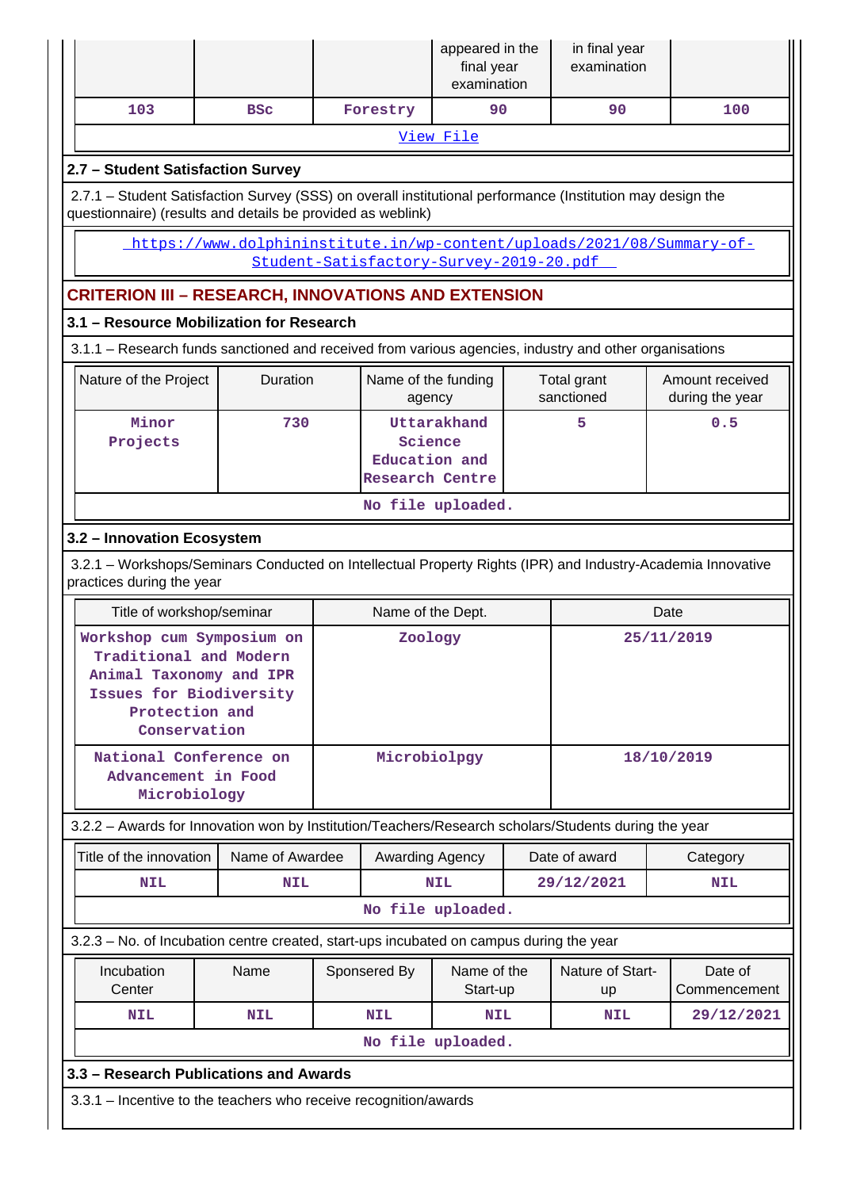| | | | appeared in the final year examination | in final year examination | |
|---|---|---|---|---|---|
| 103 | BSc | Forestry | 90 | 90 | 100 |

View File

## 2.7 – Student Satisfaction Survey

2.7.1 – Student Satisfaction Survey (SSS) on overall institutional performance (Institution may design the questionnaire) (results and details be provided as weblink)

https://www.dolphininstitute.in/wp-content/uploads/2021/08/Summary-of-Student-Satisfactory-Survey-2019-20.pdf

# CRITERION III – RESEARCH, INNOVATIONS AND EXTENSION

## 3.1 – Resource Mobilization for Research

3.1.1 – Research funds sanctioned and received from various agencies, industry and other organisations

| Nature of the Project | Duration | Name of the funding agency | Total grant sanctioned | Amount received during the year |
|---|---|---|---|---|
| Minor Projects | 730 | Uttarakhand Science Education and Research Centre | 5 | 0.5 |

No file uploaded.

## 3.2 – Innovation Ecosystem

3.2.1 – Workshops/Seminars Conducted on Intellectual Property Rights (IPR) and Industry-Academia Innovative practices during the year

| Title of workshop/seminar | Name of the Dept. | Date |
|---|---|---|
| Workshop cum Symposium on Traditional and Modern Animal Taxonomy and IPR Issues for Biodiversity Protection and Conservation | Zoology | 25/11/2019 |
| National Conference on Advancement in Food Microbiology | Microbiolpgy | 18/10/2019 |

3.2.2 – Awards for Innovation won by Institution/Teachers/Research scholars/Students during the year

| Title of the innovation | Name of Awardee | Awarding Agency | Date of award | Category |
|---|---|---|---|---|
| NIL | NIL | NIL | 29/12/2021 | NIL |

No file uploaded.

3.2.3 – No. of Incubation centre created, start-ups incubated on campus during the year

| Incubation Center | Name | Sponsered By | Name of the Start-up | Nature of Start-up | Date of Commencement |
|---|---|---|---|---|---|
| NIL | NIL | NIL | NIL | NIL | 29/12/2021 |

No file uploaded.

## 3.3 – Research Publications and Awards

3.3.1 – Incentive to the teachers who receive recognition/awards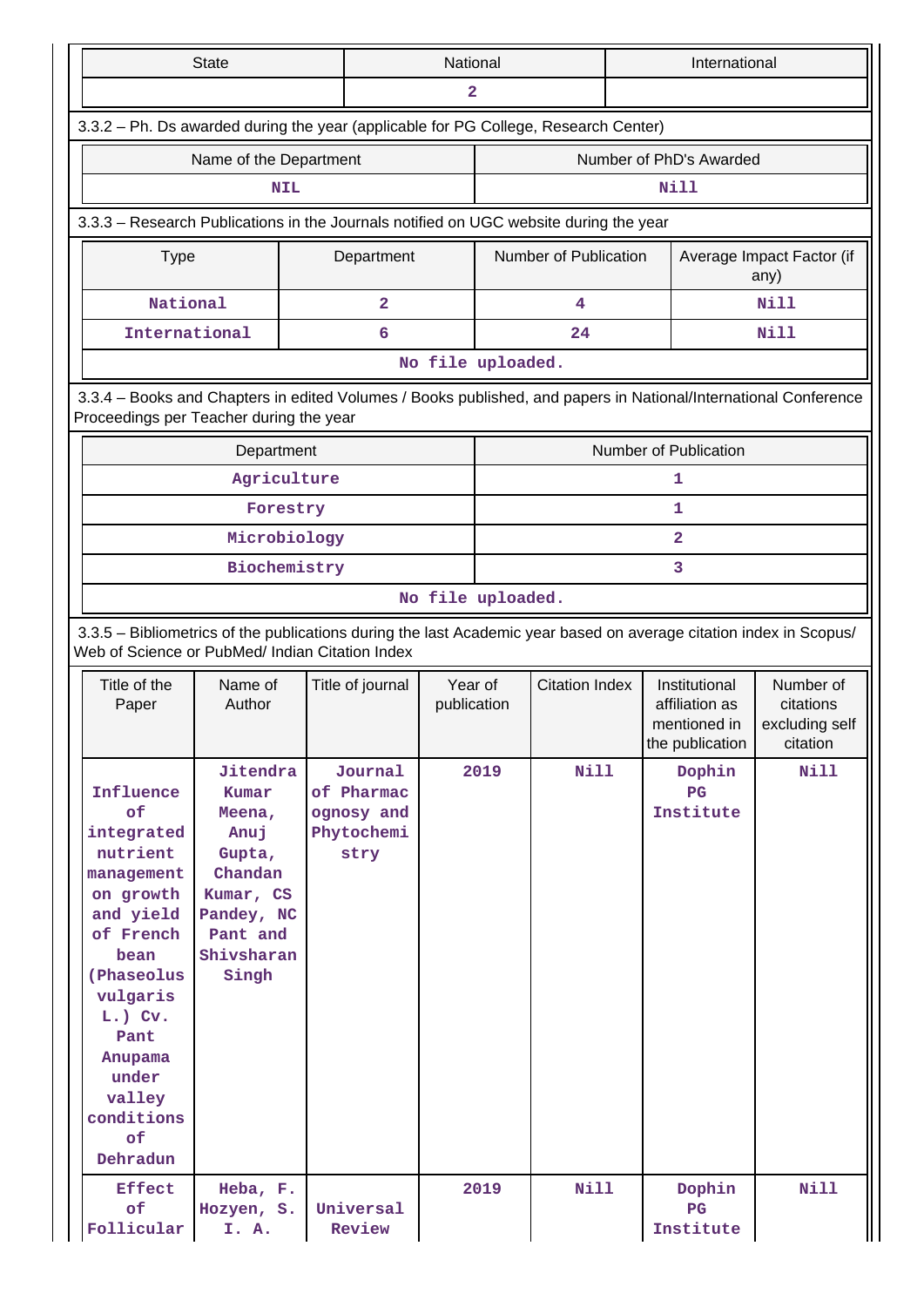| State | National | International |
|---|---|---|
| | 2 | |

3.3.2 – Ph. Ds awarded during the year (applicable for PG College, Research Center)

| Name of the Department | Number of PhD's Awarded |
|---|---|
| NIL | Nill |

3.3.3 – Research Publications in the Journals notified on UGC website during the year

| Type | Department | Number of Publication | Average Impact Factor (if any) |
|---|---|---|---|
| National | 2 | 4 | Nill |
| International | 6 | 24 | Nill |
| No file uploaded. | | | |

3.3.4 – Books and Chapters in edited Volumes / Books published, and papers in National/International Conference Proceedings per Teacher during the year

| Department | Number of Publication |
|---|---|
| Agriculture | 1 |
| Forestry | 1 |
| Microbiology | 2 |
| Biochemistry | 3 |
| No file uploaded. | |

3.3.5 – Bibliometrics of the publications during the last Academic year based on average citation index in Scopus/ Web of Science or PubMed/ Indian Citation Index

| Title of the Paper | Name of Author | Title of journal | Year of publication | Citation Index | Institutional affiliation as mentioned in the publication | Number of citations excluding self citation |
|---|---|---|---|---|---|---|
| Influence of integrated nutrient management on growth and yield of French bean (Phaseolus vulgaris L.) Cv. Pant Anupama under valley conditions of Dehradun | Jitendra Kumar Meena, Anuj Gupta, Chandan Kumar, CS Pandey, NC Pant and Shivsharan Singh | Journal of Pharmacognosy and Phytochemistry | 2019 | Nill | Dophin PG Institute | Nill |
| Effect of Follicular | Heba, F. Hozyen, S. I. A. | Universal Review | 2019 | Nill | Dophin PG Institute | Nill |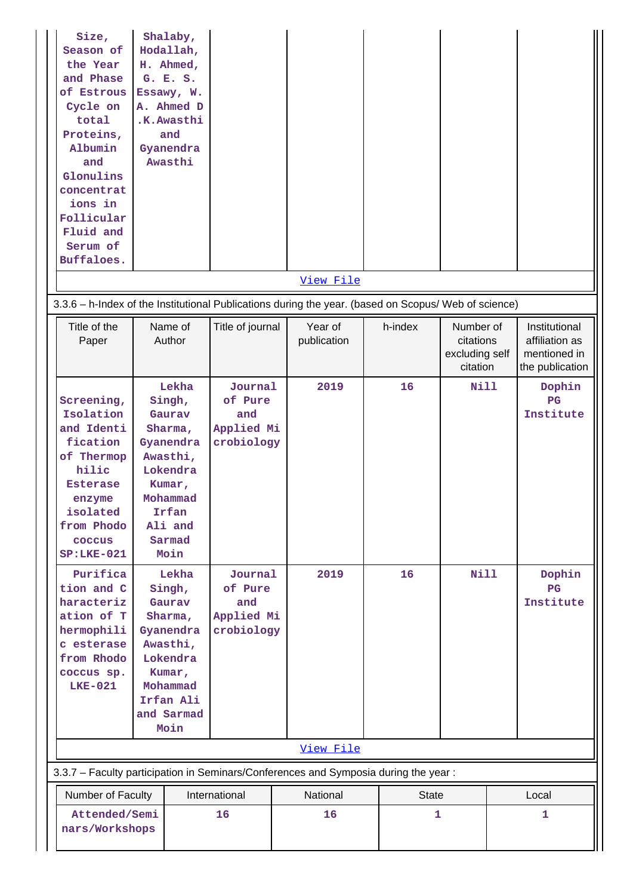| | | | | | | |
|---|---|---|---|---|---|---|
| Size, Season of the Year and Phase of Estrous Cycle on total Proteins, Albumin and Glonulins concentrations in Follicular Fluid and Serum of Buffaloes. | Shalaby, Hodallah, H. Ahmed, G. E. S. Essawy, W. A. Ahmed D .K.Awasthi and Gyanendra Awasthi | | | | | |

View File

3.3.6 – h-Index of the Institutional Publications during the year. (based on Scopus/ Web of science)

| Title of the Paper | Name of Author | Title of journal | Year of publication | h-index | Number of citations excluding self citation | Institutional affiliation as mentioned in the publication |
|---|---|---|---|---|---|---|
| Screening, Isolation and Identification of Thermophilic Esterase enzyme isolated from Phodococcus SP:LKE-021 | Lekha Singh, Gaurav Sharma, Gyanendra Awasthi, Lokendra Kumar, Mohammad Irfan Ali and Sarmad Moin | Journal of Pure and Applied Microbiology | 2019 | 16 | Nill | Dophin PG Institute |
| Purification and Characterization of Thermophilic esterase from Rhodococcus sp. LKE-021 | Lekha Singh, Gaurav Sharma, Gyanendra Awasthi, Lokendra Kumar, Mohammad Irfan Ali and Sarmad Moin | Journal of Pure and Applied Microbiology | 2019 | 16 | Nill | Dophin PG Institute |

View File

3.3.7 – Faculty participation in Seminars/Conferences and Symposia during the year :

| Number of Faculty | International | National | State | Local |
|---|---|---|---|---|
| Attended/Seminars/Workshops | 16 | 16 | 1 | 1 |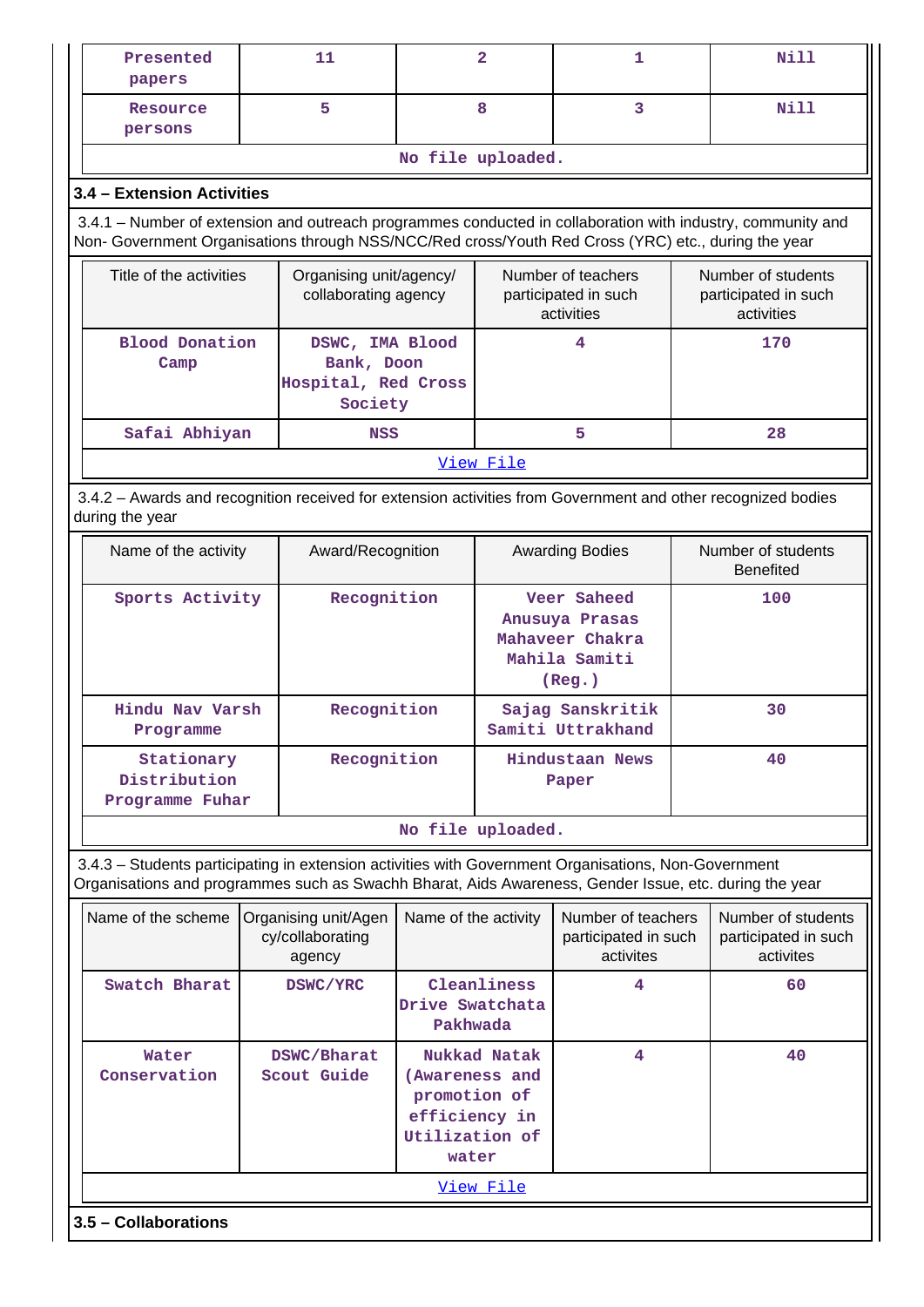| | | | | |
|---|---|---|---|---|
| Presented papers | 11 | 2 | 1 | Nill |
| Resource persons | 5 | 8 | 3 | Nill |

No file uploaded.

### 3.4 – Extension Activities

3.4.1 – Number of extension and outreach programmes conducted in collaboration with industry, community and Non- Government Organisations through NSS/NCC/Red cross/Youth Red Cross (YRC) etc., during the year

| Title of the activities | Organising unit/agency/ collaborating agency | Number of teachers participated in such activities | Number of students participated in such activities |
|---|---|---|---|
| Blood Donation Camp | DSWC, IMA Blood Bank, Doon Hospital, Red Cross Society | 4 | 170 |
| Safai Abhiyan | NSS | 5 | 28 |

View File

3.4.2 – Awards and recognition received for extension activities from Government and other recognized bodies during the year

| Name of the activity | Award/Recognition | Awarding Bodies | Number of students Benefited |
|---|---|---|---|
| Sports Activity | Recognition | Veer Saheed Anusuya Prasas Mahaveer Chakra Mahila Samiti (Reg.) | 100 |
| Hindu Nav Varsh Programme | Recognition | Sajag Sanskritik Samiti Uttrakhand | 30 |
| Stationary Distribution Programme Fuhar | Recognition | Hindustaan News Paper | 40 |

No file uploaded.

3.4.3 – Students participating in extension activities with Government Organisations, Non-Government Organisations and programmes such as Swachh Bharat, Aids Awareness, Gender Issue, etc. during the year

| Name of the scheme | Organising unit/Agency/collaborating agency | Name of the activity | Number of teachers participated in such activites | Number of students participated in such activites |
|---|---|---|---|---|
| Swatch Bharat | DSWC/YRC | Cleanliness Drive Swatchata Pakhwada | 4 | 60 |
| Water Conservation | DSWC/Bharat Scout Guide | Nukkad Natak (Awareness and promotion of efficiency in Utilization of water | 4 | 40 |

View File

### 3.5 – Collaborations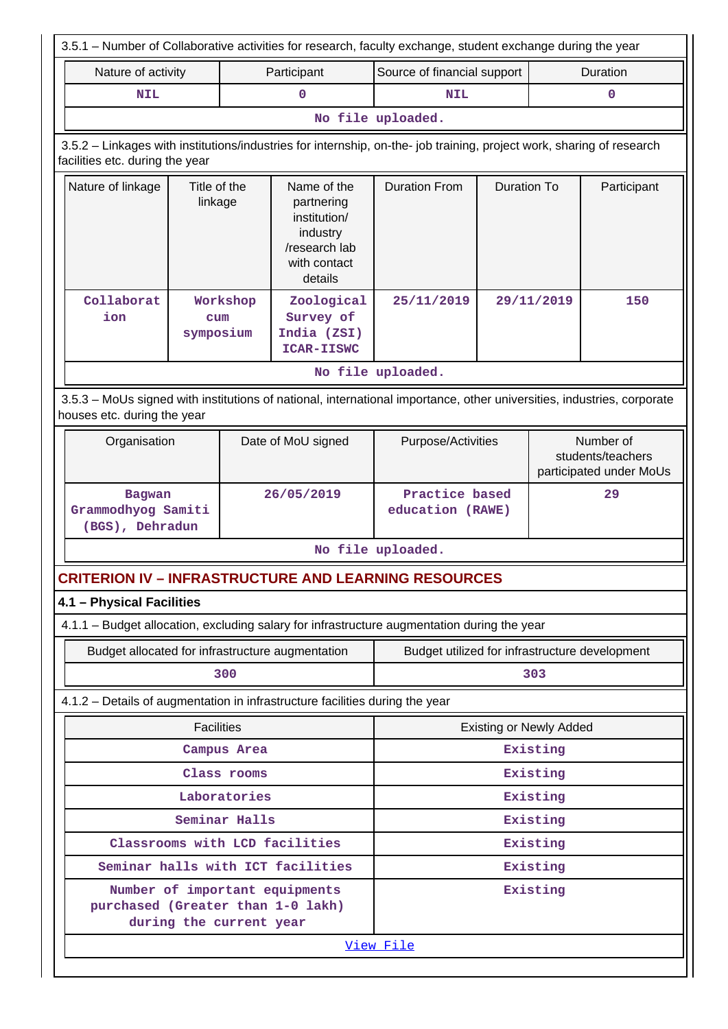3.5.1 – Number of Collaborative activities for research, faculty exchange, student exchange during the year

| Nature of activity | Participant | Source of financial support | Duration |
|---|---|---|---|
| NIL | 0 | NIL | 0 |

No file uploaded.

3.5.2 – Linkages with institutions/industries for internship, on-the- job training, project work, sharing of research facilities etc. during the year

| Nature of linkage | Title of the linkage | Name of the partnering institution/ industry /research lab with contact details | Duration From | Duration To | Participant |
|---|---|---|---|---|---|
| Collaboration | Workshop cum symposium | Zoological Survey of India (ZSI) ICAR-IISWC | 25/11/2019 | 29/11/2019 | 150 |

No file uploaded.

3.5.3 – MoUs signed with institutions of national, international importance, other universities, industries, corporate houses etc. during the year

| Organisation | Date of MoU signed | Purpose/Activities | Number of students/teachers participated under MoUs |
|---|---|---|---|
| Bagwan Grammodhyog Samiti (BGS), Dehradun | 26/05/2019 | Practice based education (RAWE) | 29 |

No file uploaded.

## CRITERION IV – INFRASTRUCTURE AND LEARNING RESOURCES

### 4.1 – Physical Facilities

4.1.1 – Budget allocation, excluding salary for infrastructure augmentation during the year

| Budget allocated for infrastructure augmentation | Budget utilized for infrastructure development |
|---|---|
| 300 | 303 |

4.1.2 – Details of augmentation in infrastructure facilities during the year

| Facilities | Existing or Newly Added |
|---|---|
| Campus Area | Existing |
| Class rooms | Existing |
| Laboratories | Existing |
| Seminar Halls | Existing |
| Classrooms with LCD facilities | Existing |
| Seminar halls with ICT facilities | Existing |
| Number of important equipments purchased (Greater than 1-0 lakh) during the current year | Existing |

View File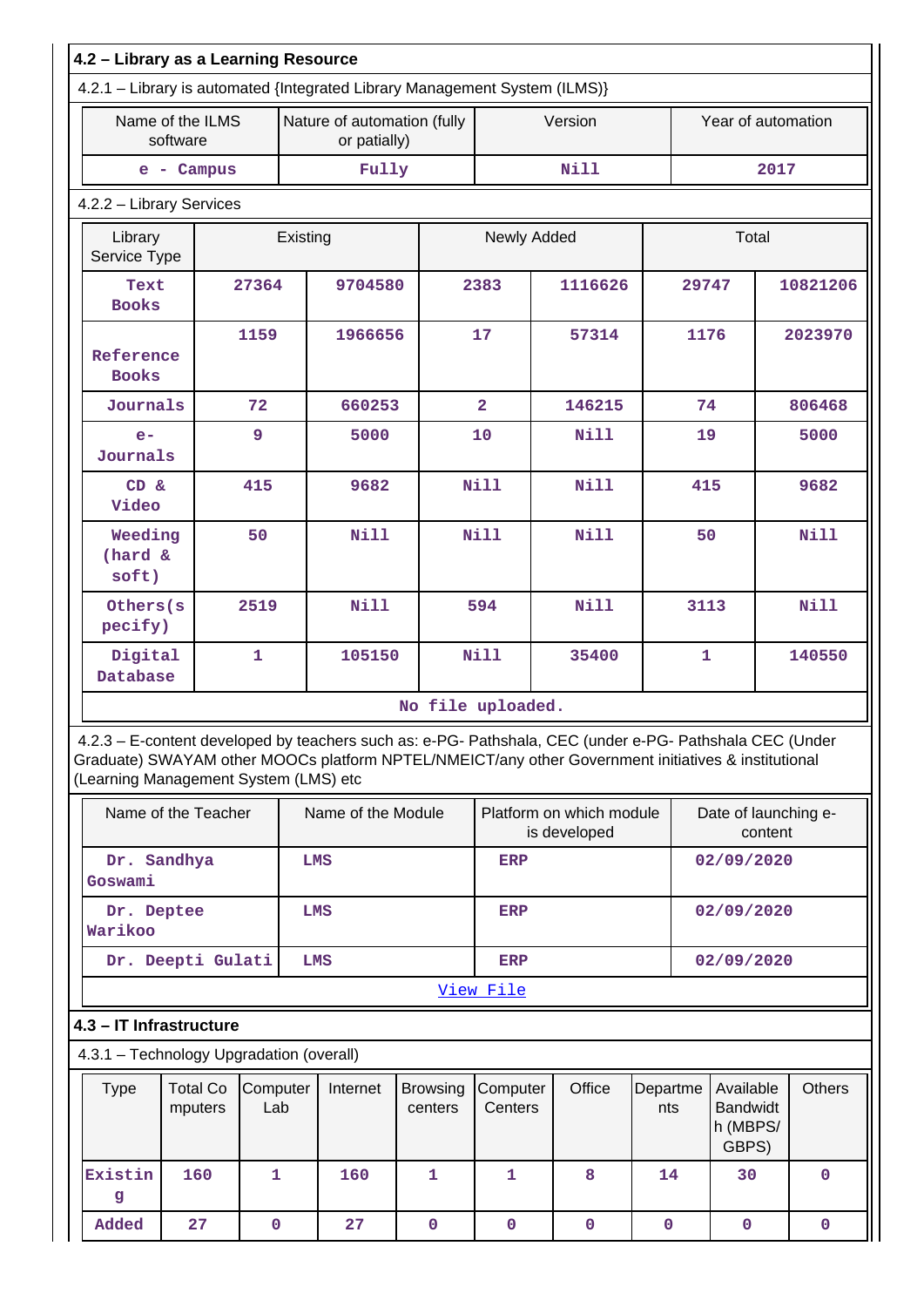## 4.2 – Library as a Learning Resource

4.2.1 – Library is automated {Integrated Library Management System (ILMS)}

| Name of the ILMS software | Nature of automation (fully or patially) | Version | Year of automation |
|---|---|---|---|
| e - Campus | Fully | Nill | 2017 |

4.2.2 – Library Services

| Library Service Type | Existing | | Newly Added | | Total | |
|---|---|---|---|---|---|---|
| Text Books | 27364 | 9704580 | 2383 | 1116626 | 29747 | 10821206 |
| Reference Books | 1159 | 1966656 | 17 | 57314 | 1176 | 2023970 |
| Journals | 72 | 660253 | 2 | 146215 | 74 | 806468 |
| e-Journals | 9 | 5000 | 10 | Nill | 19 | 5000 |
| CD & Video | 415 | 9682 | Nill | Nill | 415 | 9682 |
| Weeding (hard & soft) | 50 | Nill | Nill | Nill | 50 | Nill |
| Others(specify) | 2519 | Nill | 594 | Nill | 3113 | Nill |
| Digital Database | 1 | 105150 | Nill | 35400 | 1 | 140550 |

No file uploaded.

4.2.3 – E-content developed by teachers such as: e-PG- Pathshala, CEC (under e-PG- Pathshala CEC (Under Graduate) SWAYAM other MOOCs platform NPTEL/NMEICT/any other Government initiatives & institutional (Learning Management System (LMS) etc

| Name of the Teacher | Name of the Module | Platform on which module is developed | Date of launching e-content |
|---|---|---|---|
| Dr. Sandhya Goswami | LMS | ERP | 02/09/2020 |
| Dr. Deptee Warikoo | LMS | ERP | 02/09/2020 |
| Dr. Deepti Gulati | LMS | ERP | 02/09/2020 |

[View File](#)

## 4.3 – IT Infrastructure

4.3.1 – Technology Upgradation (overall)

| Type | Total Computers | Computer Lab | Internet | Browsing centers | Computer Centers | Office | Departments | Available Bandwidth (MBPS/GBPS) | Others |
|---|---|---|---|---|---|---|---|---|---|
| Existing | 160 | 1 | 160 | 1 | 1 | 8 | 14 | 30 | 0 |
| Added | 27 | 0 | 27 | 0 | 0 | 0 | 0 | 0 | 0 |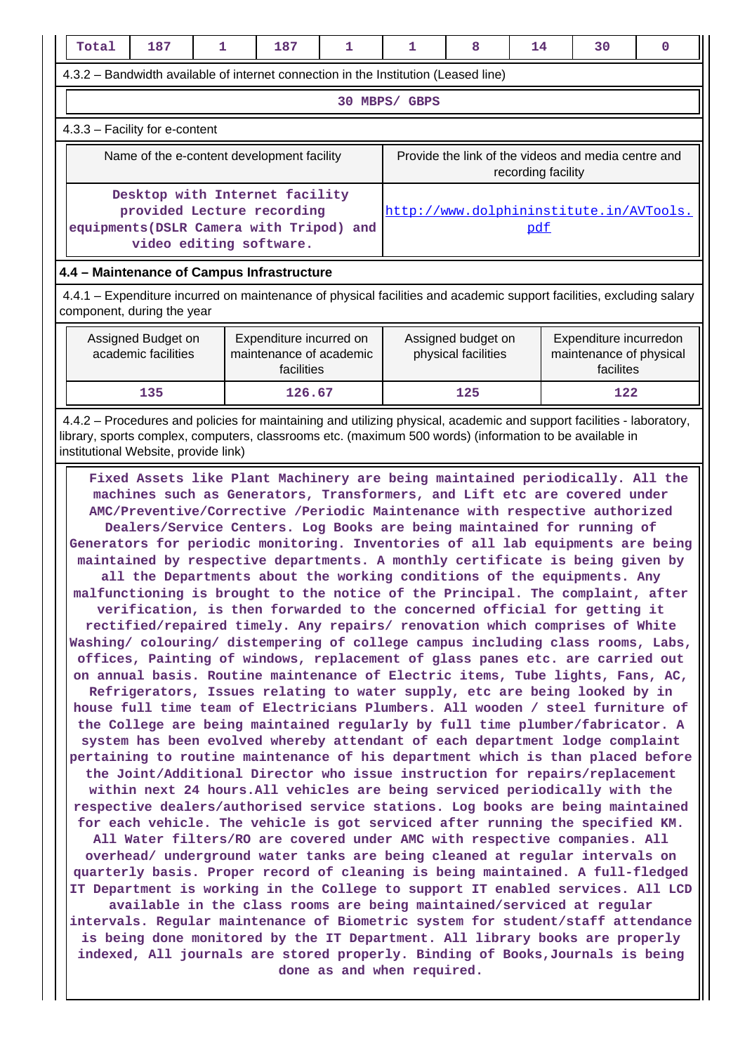| Total | 187 | 1 | 187 | 1 | 1 | 8 | 14 | 30 | 0 |
|---|---|---|---|---|---|---|---|---|---|

4.3.2 – Bandwidth available of internet connection in the Institution (Leased line)

30 MBPS/ GBPS

4.3.3 – Facility for e-content

| Name of the e-content development facility | Provide the link of the videos and media centre and recording facility |
|---|---|
| Desktop with Internet facility provided Lecture recording equipments(DSLR Camera with Tripod) and video editing software. | http://www.dolphininstitute.in/AVTools.pdf |

**4.4 – Maintenance of Campus Infrastructure**

4.4.1 – Expenditure incurred on maintenance of physical facilities and academic support facilities, excluding salary component, during the year

| Assigned Budget on academic facilities | Expenditure incurred on maintenance of academic facilities | Assigned budget on physical facilities | Expenditure incurredon maintenance of physical facilites |
|---|---|---|---|
| 135 | 126.67 | 125 | 122 |

4.4.2 – Procedures and policies for maintaining and utilizing physical, academic and support facilities - laboratory, library, sports complex, computers, classrooms etc. (maximum 500 words) (information to be available in institutional Website, provide link)

Fixed Assets like Plant Machinery are being maintained periodically. All the machines such as Generators, Transformers, and Lift etc are covered under AMC/Preventive/Corrective /Periodic Maintenance with respective authorized Dealers/Service Centers. Log Books are being maintained for running of Generators for periodic monitoring. Inventories of all lab equipments are being maintained by respective departments. A monthly certificate is being given by all the Departments about the working conditions of the equipments. Any malfunctioning is brought to the notice of the Principal. The complaint, after verification, is then forwarded to the concerned official for getting it rectified/repaired timely. Any repairs/ renovation which comprises of White Washing/ colouring/ distempering of college campus including class rooms, Labs, offices, Painting of windows, replacement of glass panes etc. are carried out on annual basis. Routine maintenance of Electric items, Tube lights, Fans, AC, Refrigerators, Issues relating to water supply, etc are being looked by in house full time team of Electricians Plumbers. All wooden / steel furniture of the College are being maintained regularly by full time plumber/fabricator. A system has been evolved whereby attendant of each department lodge complaint pertaining to routine maintenance of his department which is than placed before the Joint/Additional Director who issue instruction for repairs/replacement within next 24 hours.All vehicles are being serviced periodically with the respective dealers/authorised service stations. Log books are being maintained for each vehicle. The vehicle is got serviced after running the specified KM. All Water filters/RO are covered under AMC with respective companies. All overhead/ underground water tanks are being cleaned at regular intervals on quarterly basis. Proper record of cleaning is being maintained. A full-fledged IT Department is working in the College to support IT enabled services. All LCD available in the class rooms are being maintained/serviced at regular intervals. Regular maintenance of Biometric system for student/staff attendance is being done monitored by the IT Department. All library books are properly indexed, All journals are stored properly. Binding of Books,Journals is being done as and when required.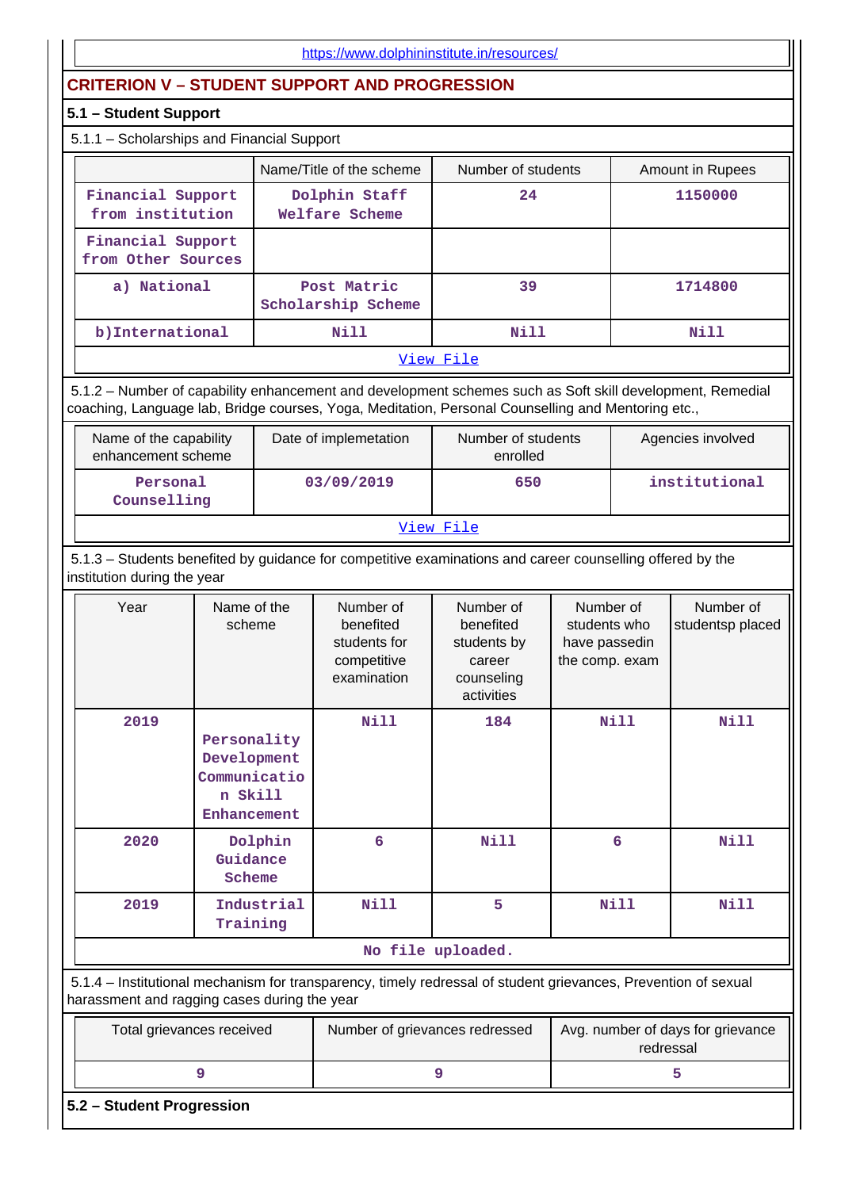https://www.dolphininstitute.in/resources/

## CRITERION V – STUDENT SUPPORT AND PROGRESSION

### 5.1 – Student Support

5.1.1 – Scholarships and Financial Support

| | Name/Title of the scheme | Number of students | Amount in Rupees |
|---|---|---|---|
| Financial Support from institution | Dolphin Staff Welfare Scheme | 24 | 1150000 |
| Financial Support from Other Sources | | | |
| a) National | Post Matric Scholarship Scheme | 39 | 1714800 |
| b)International | Nill | Nill | Nill |

View File

5.1.2 – Number of capability enhancement and development schemes such as Soft skill development, Remedial coaching, Language lab, Bridge courses, Yoga, Meditation, Personal Counselling and Mentoring etc.,

| Name of the capability enhancement scheme | Date of implemetation | Number of students enrolled | Agencies involved |
|---|---|---|---|
| Personal Counselling | 03/09/2019 | 650 | institutional |

View File

5.1.3 – Students benefited by guidance for competitive examinations and career counselling offered by the institution during the year

| Year | Name of the scheme | Number of benefited students for competitive examination | Number of benefited students by career counseling activities | Number of students who have passedin the comp. exam | Number of studentsp placed |
|---|---|---|---|---|---|
| 2019 | Personality Development Communication Skill Enhancement | Nill | 184 | Nill | Nill |
| 2020 | Dolphin Guidance Scheme | 6 | Nill | 6 | Nill |
| 2019 | Industrial Training | Nill | 5 | Nill | Nill |

No file uploaded.

5.1.4 – Institutional mechanism for transparency, timely redressal of student grievances, Prevention of sexual harassment and ragging cases during the year

| Total grievances received | Number of grievances redressed | Avg. number of days for grievance redressal |
|---|---|---|
| 9 | 9 | 5 |

### 5.2 – Student Progression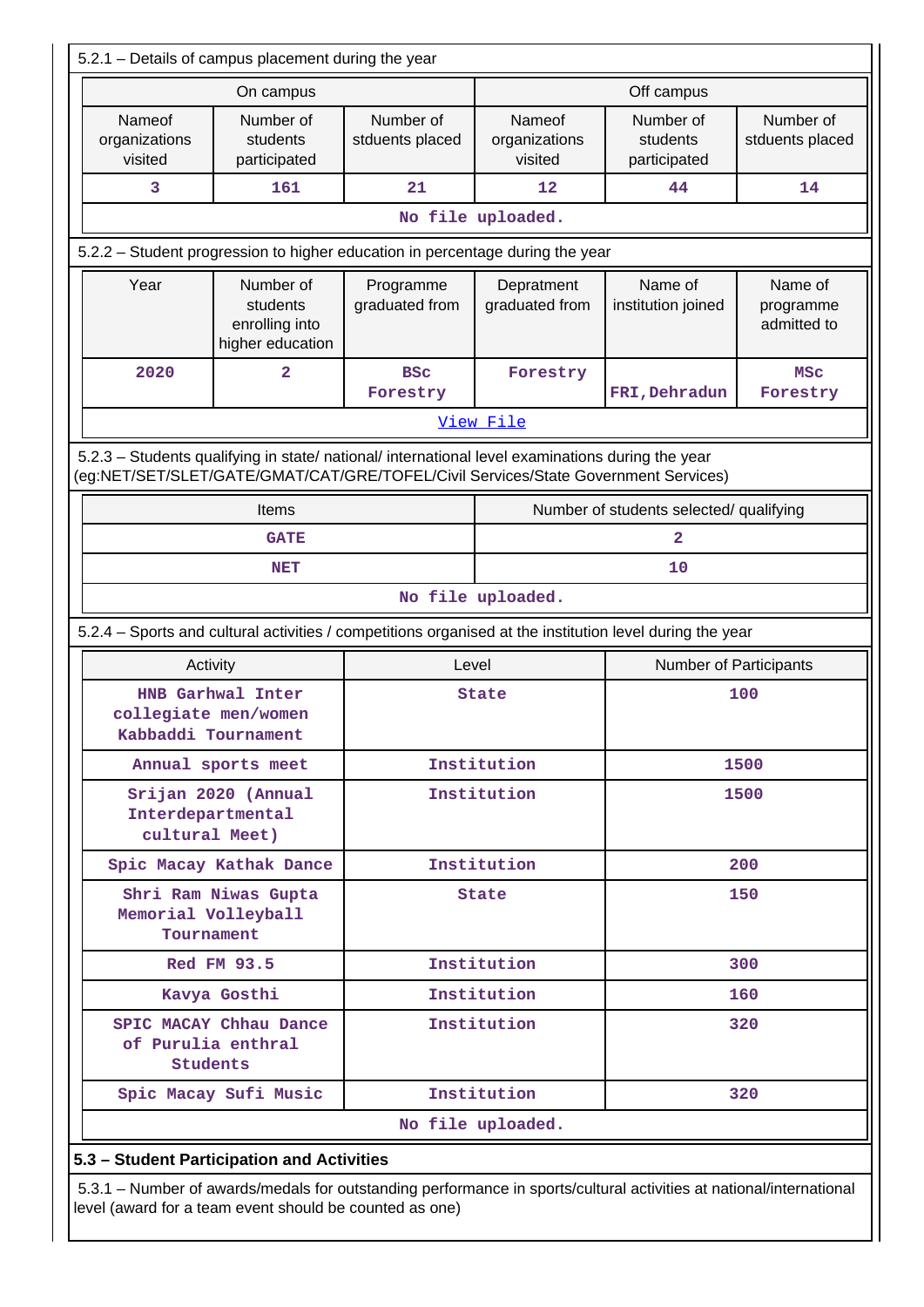5.2.1 – Details of campus placement during the year

| On campus | | | Off campus | | |
|---|---|---|---|---|---|
| Nameof organizations visited | Number of students participated | Number of stduents placed | Nameof organizations visited | Number of students participated | Number of stduents placed |
| 3 | 161 | 21 | 12 | 44 | 14 |

No file uploaded.

5.2.2 – Student progression to higher education in percentage during the year

| Year | Number of students enrolling into higher education | Programme graduated from | Depratment graduated from | Name of institution joined | Name of programme admitted to |
|---|---|---|---|---|---|
| 2020 | 2 | BSc Forestry | Forestry | FRI,Dehradun | MSc Forestry |

View File

5.2.3 – Students qualifying in state/ national/ international level examinations during the year (eg:NET/SET/SLET/GATE/GMAT/CAT/GRE/TOFEL/Civil Services/State Government Services)

| Items | Number of students selected/ qualifying |
|---|---|
| GATE | 2 |
| NET | 10 |

No file uploaded.

5.2.4 – Sports and cultural activities / competitions organised at the institution level during the year

| Activity | Level | Number of Participants |
|---|---|---|
| HNB Garhwal Inter collegiate men/women Kabbaddi Tournament | State | 100 |
| Annual sports meet | Institution | 1500 |
| Srijan 2020 (Annual Interdepartmental cultural Meet) | Institution | 1500 |
| Spic Macay Kathak Dance | Institution | 200 |
| Shri Ram Niwas Gupta Memorial Volleyball Tournament | State | 150 |
| Red FM 93.5 | Institution | 300 |
| Kavya Gosthi | Institution | 160 |
| SPIC MACAY Chhau Dance of Purulia enthral Students | Institution | 320 |
| Spic Macay Sufi Music | Institution | 320 |

No file uploaded.

**5.3 – Student Participation and Activities**

5.3.1 – Number of awards/medals for outstanding performance in sports/cultural activities at national/international level (award for a team event should be counted as one)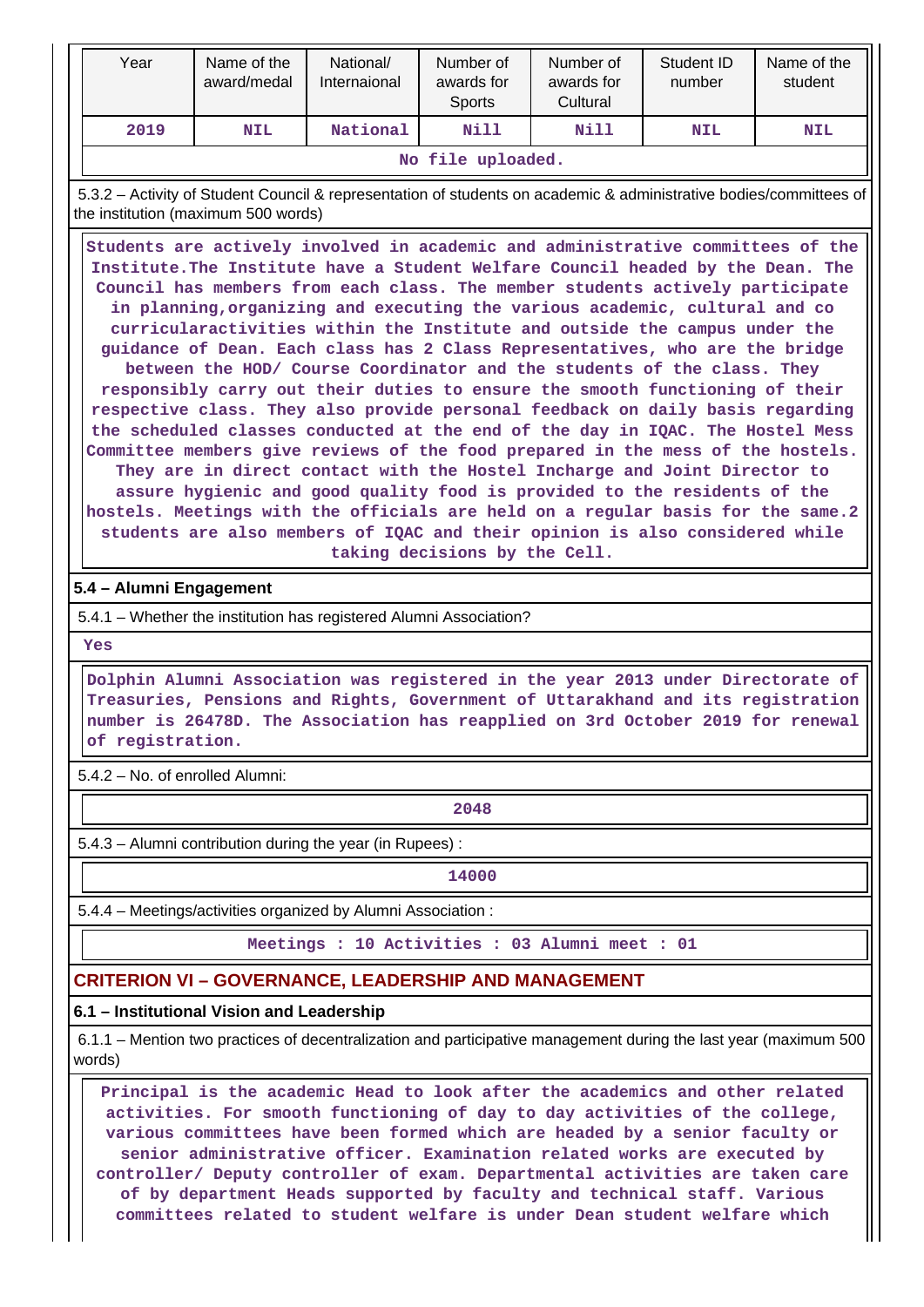| Year | Name of the award/medal | National/ Internaional | Number of awards for Sports | Number of awards for Cultural | Student ID number | Name of the student |
|---|---|---|---|---|---|---|
| 2019 | NIL | National | Nill | Nill | NIL | NIL |
| No file uploaded. | | | | | | |

5.3.2 – Activity of Student Council & representation of students on academic & administrative bodies/committees of the institution (maximum 500 words)

Students are actively involved in academic and administrative committees of the Institute.The Institute have a Student Welfare Council headed by the Dean. The Council has members from each class. The member students actively participate in planning,organizing and executing the various academic, cultural and co curricularactivities within the Institute and outside the campus under the guidance of Dean. Each class has 2 Class Representatives, who are the bridge between the HOD/ Course Coordinator and the students of the class. They responsibly carry out their duties to ensure the smooth functioning of their respective class. They also provide personal feedback on daily basis regarding the scheduled classes conducted at the end of the day in IQAC. The Hostel Mess Committee members give reviews of the food prepared in the mess of the hostels. They are in direct contact with the Hostel Incharge and Joint Director to assure hygienic and good quality food is provided to the residents of the hostels. Meetings with the officials are held on a regular basis for the same.2 students are also members of IQAC and their opinion is also considered while taking decisions by the Cell.

## 5.4 – Alumni Engagement

5.4.1 – Whether the institution has registered Alumni Association?

Yes

Dolphin Alumni Association was registered in the year 2013 under Directorate of Treasuries, Pensions and Rights, Government of Uttarakhand and its registration number is 26478D. The Association has reapplied on 3rd October 2019 for renewal of registration.

5.4.2 – No. of enrolled Alumni:

2048

5.4.3 – Alumni contribution during the year (in Rupees) :

14000

5.4.4 – Meetings/activities organized by Alumni Association :

Meetings : 10 Activities : 03 Alumni meet : 01

# CRITERION VI – GOVERNANCE, LEADERSHIP AND MANAGEMENT

## 6.1 – Institutional Vision and Leadership

6.1.1 – Mention two practices of decentralization and participative management during the last year (maximum 500 words)

Principal is the academic Head to look after the academics and other related activities. For smooth functioning of day to day activities of the college, various committees have been formed which are headed by a senior faculty or senior administrative officer. Examination related works are executed by controller/ Deputy controller of exam. Departmental activities are taken care of by department Heads supported by faculty and technical staff. Various committees related to student welfare is under Dean student welfare which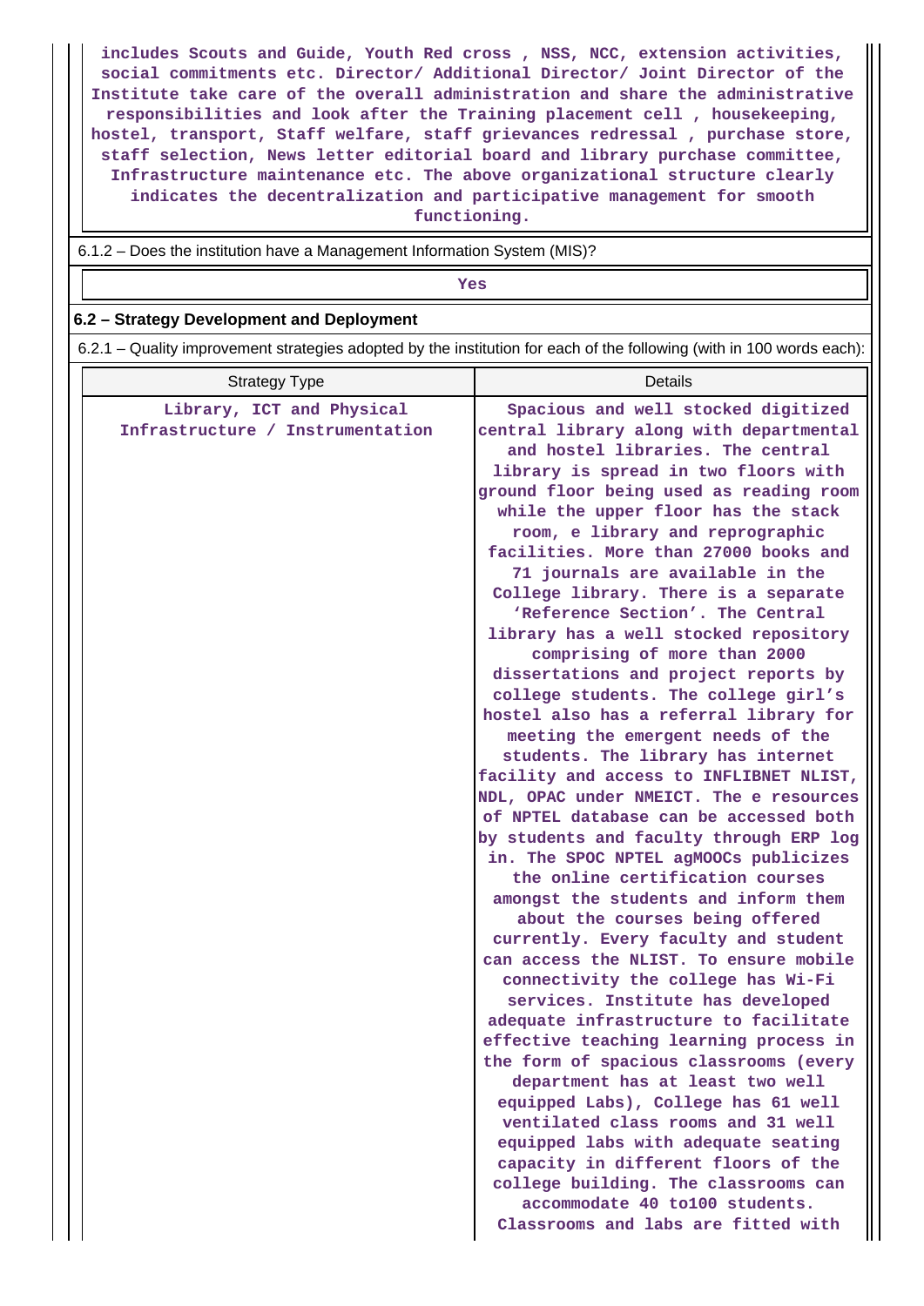includes Scouts and Guide, Youth Red cross , NSS, NCC, extension activities, social commitments etc. Director/ Additional Director/ Joint Director of the Institute take care of the overall administration and share the administrative responsibilities and look after the Training placement cell , housekeeping, hostel, transport, Staff welfare, staff grievances redressal , purchase store, staff selection, News letter editorial board and library purchase committee, Infrastructure maintenance etc. The above organizational structure clearly indicates the decentralization and participative management for smooth functioning.

6.1.2 – Does the institution have a Management Information System (MIS)?

Yes

### 6.2 – Strategy Development and Deployment

6.2.1 – Quality improvement strategies adopted by the institution for each of the following (with in 100 words each):

| Strategy Type | Details |
|---|---|
| Library, ICT and Physical Infrastructure / Instrumentation | Spacious and well stocked digitized central library along with departmental and hostel libraries. The central library is spread in two floors with ground floor being used as reading room while the upper floor has the stack room, e library and reprographic facilities. More than 27000 books and 71 journals are available in the College library. There is a separate 'Reference Section'. The Central library has a well stocked repository comprising of more than 2000 dissertations and project reports by college students. The college girl's hostel also has a referral library for meeting the emergent needs of the students. The library has internet facility and access to INFLIBNET NLIST, NDL, OPAC under NMEICT. The e resources of NPTEL database can be accessed both by students and faculty through ERP log in. The SPOC NPTEL agMOOCs publicizes the online certification courses amongst the students and inform them about the courses being offered currently. Every faculty and student can access the NLIST. To ensure mobile connectivity the college has Wi-Fi services. Institute has developed adequate infrastructure to facilitate effective teaching learning process in the form of spacious classrooms (every department has at least two well equipped Labs), College has 61 well ventilated class rooms and 31 well equipped labs with adequate seating capacity in different floors of the college building. The classrooms can accommodate 40 to100 students. Classrooms and labs are fitted with |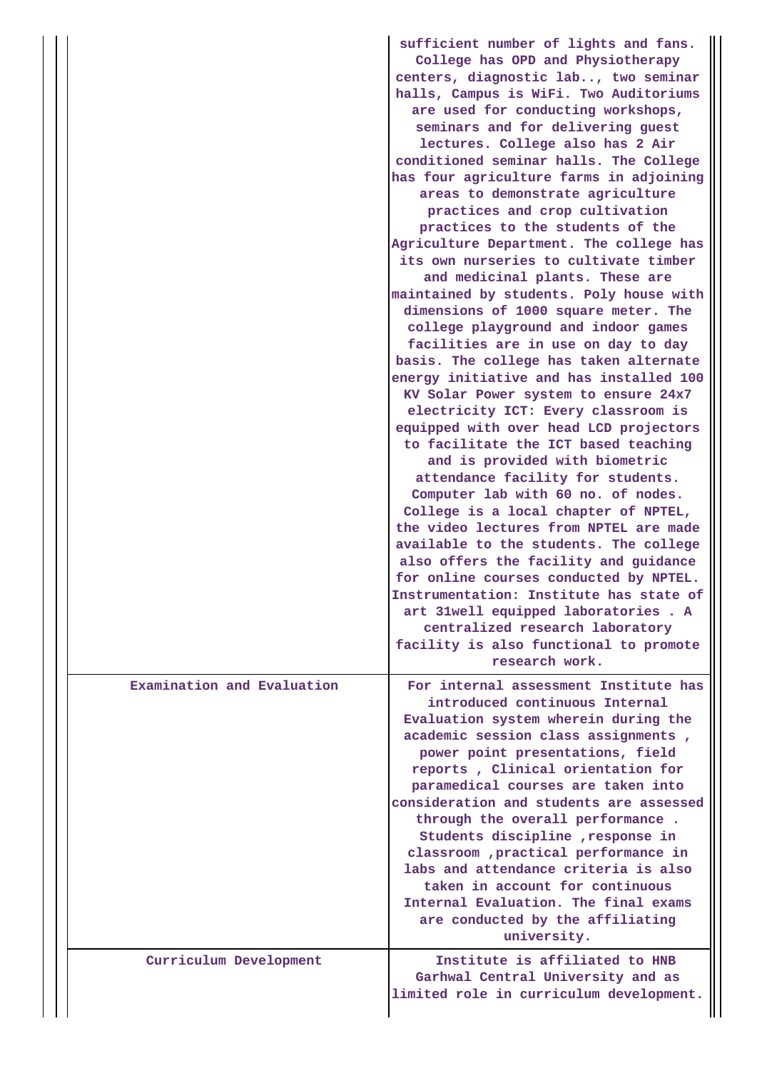| | |
|---|---|
| | sufficient number of lights and fans. College has OPD and Physiotherapy centers, diagnostic lab.., two seminar halls, Campus is WiFi. Two Auditoriums are used for conducting workshops, seminars and for delivering guest lectures. College also has 2 Air conditioned seminar halls. The College has four agriculture farms in adjoining areas to demonstrate agriculture practices and crop cultivation practices to the students of the Agriculture Department. The college has its own nurseries to cultivate timber and medicinal plants. These are maintained by students. Poly house with dimensions of 1000 square meter. The college playground and indoor games facilities are in use on day to day basis. The college has taken alternate energy initiative and has installed 100 KV Solar Power system to ensure 24x7 electricity ICT: Every classroom is equipped with over head LCD projectors to facilitate the ICT based teaching and is provided with biometric attendance facility for students. Computer lab with 60 no. of nodes. College is a local chapter of NPTEL, the video lectures from NPTEL are made available to the students. The college also offers the facility and guidance for online courses conducted by NPTEL. Instrumentation: Institute has state of art 31well equipped laboratories . A centralized research laboratory facility is also functional to promote research work. |
| Examination and Evaluation | For internal assessment Institute has introduced continuous Internal Evaluation system wherein during the academic session class assignments , power point presentations, field reports , Clinical orientation for paramedical courses are taken into consideration and students are assessed through the overall performance . Students discipline ,response in classroom ,practical performance in labs and attendance criteria is also taken in account for continuous Internal Evaluation. The final exams are conducted by the affiliating university. |
| Curriculum Development | Institute is affiliated to HNB Garhwal Central University and as limited role in curriculum development. |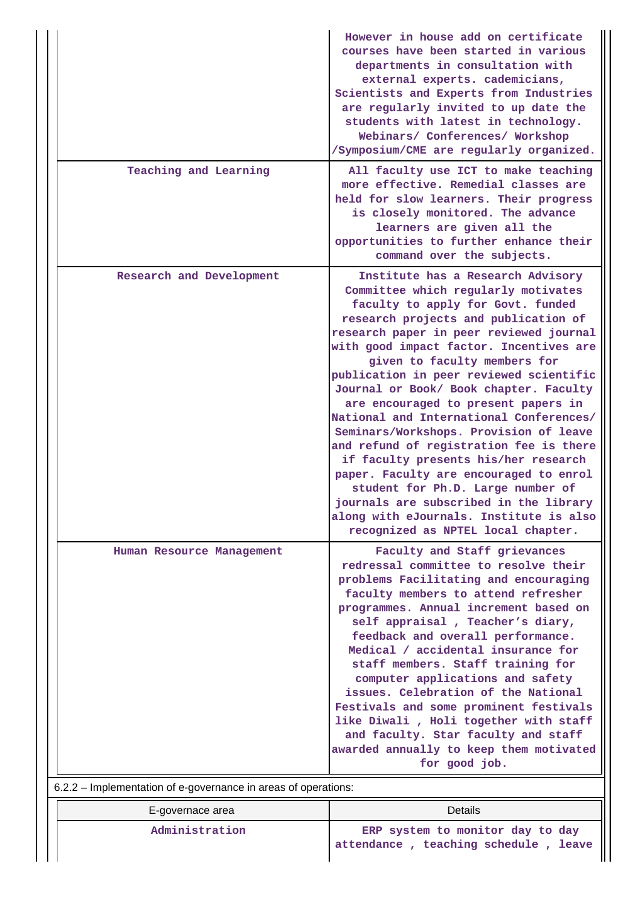| | |
|---|---|
| | However in house add on certificate courses have been started in various departments in consultation with external experts. cademicians, Scientists and Experts from Industries are regularly invited to up date the students with latest in technology. Webinars/ Conferences/ Workshop /Symposium/CME are regularly organized. |
| Teaching and Learning | All faculty use ICT to make teaching more effective. Remedial classes are held for slow learners. Their progress is closely monitored. The advance learners are given all the opportunities to further enhance their command over the subjects. |
| Research and Development | Institute has a Research Advisory Committee which regularly motivates faculty to apply for Govt. funded research projects and publication of research paper in peer reviewed journal with good impact factor. Incentives are given to faculty members for publication in peer reviewed scientific Journal or Book/ Book chapter. Faculty are encouraged to present papers in National and International Conferences/ Seminars/Workshops. Provision of leave and refund of registration fee is there if faculty presents his/her research paper. Faculty are encouraged to enrol student for Ph.D. Large number of journals are subscribed in the library along with eJournals. Institute is also recognized as NPTEL local chapter. |
| Human Resource Management | Faculty and Staff grievances redressal committee to resolve their problems Facilitating and encouraging faculty members to attend refresher programmes. Annual increment based on self appraisal , Teacher's diary, feedback and overall performance. Medical / accidental insurance for staff members. Staff training for computer applications and safety issues. Celebration of the National Festivals and some prominent festivals like Diwali , Holi together with staff and faculty. Star faculty and staff awarded annually to keep them motivated for good job. |

6.2.2 – Implementation of e-governance in areas of operations:

| E-governace area | Details |
|---|---|
| Administration | ERP system to monitor day to day attendance , teaching schedule , leave |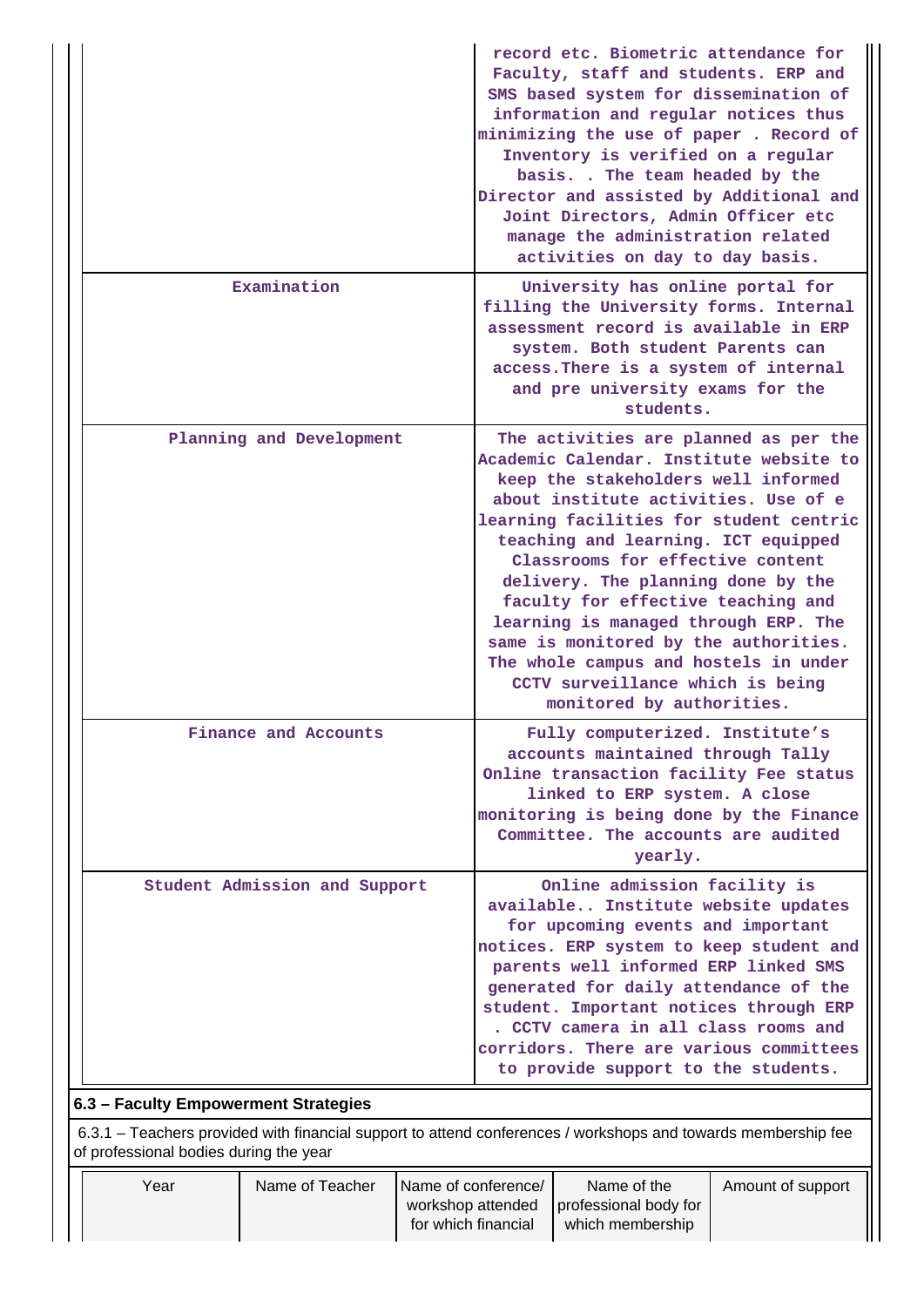| | |
|---|---|
| | record etc. Biometric attendance for Faculty, staff and students. ERP and SMS based system for dissemination of information and regular notices thus minimizing the use of paper . Record of Inventory is verified on a regular basis. . The team headed by the Director and assisted by Additional and Joint Directors, Admin Officer etc manage the administration related activities on day to day basis. |
| Examination | University has online portal for filling the University forms. Internal assessment record is available in ERP system. Both student Parents can access.There is a system of internal and pre university exams for the students. |
| Planning and Development | The activities are planned as per the Academic Calendar. Institute website to keep the stakeholders well informed about institute activities. Use of e learning facilities for student centric teaching and learning. ICT equipped Classrooms for effective content delivery. The planning done by the faculty for effective teaching and learning is managed through ERP. The same is monitored by the authorities. The whole campus and hostels in under CCTV surveillance which is being monitored by authorities. |
| Finance and Accounts | Fully computerized. Institute's accounts maintained through Tally Online transaction facility Fee status linked to ERP system. A close monitoring is being done by the Finance Committee. The accounts are audited yearly. |
| Student Admission and Support | Online admission facility is available.. Institute website updates for upcoming events and important notices. ERP system to keep student and parents well informed ERP linked SMS generated for daily attendance of the student. Important notices through ERP . CCTV camera in all class rooms and corridors. There are various committees to provide support to the students. |

**6.3 – Faculty Empowerment Strategies**

6.3.1 – Teachers provided with financial support to attend conferences / workshops and towards membership fee of professional bodies during the year

| Year | Name of Teacher | Name of conference/ workshop attended for which financial | Name of the professional body for which membership | Amount of support |
|---|---|---|---|---|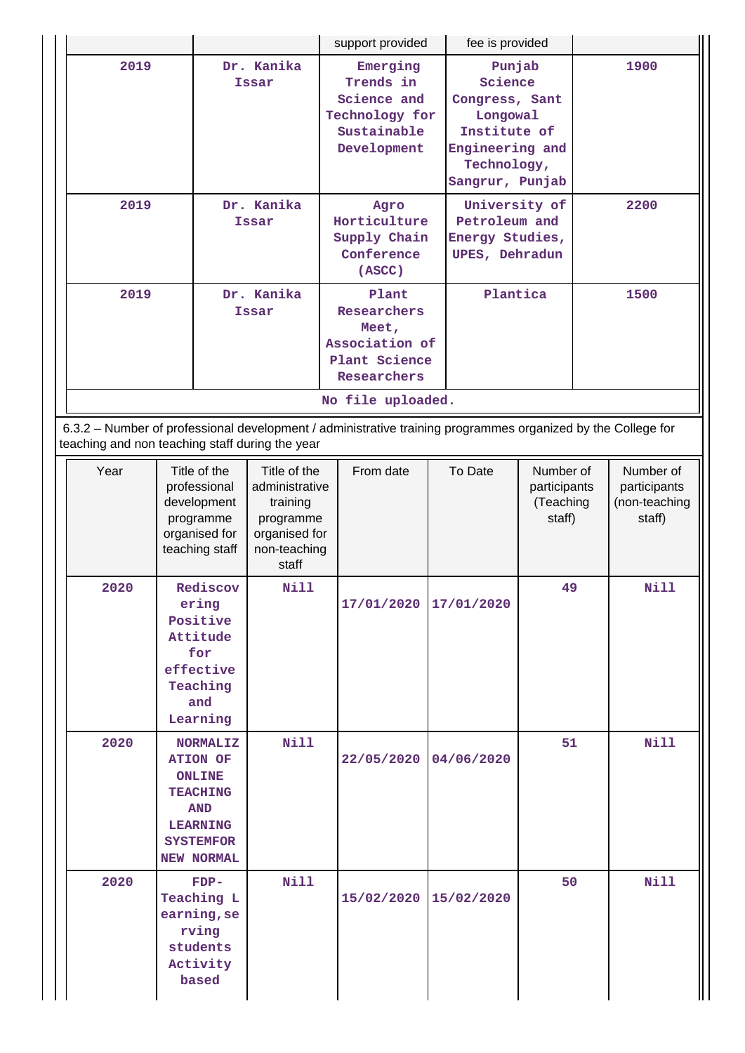| | | support provided | fee is provided | |
|---|---|---|---|---|
| 2019 | Dr. Kanika Issar | Emerging Trends in Science and Technology for Sustainable Development | Punjab Science Congress, Sant Longowal Institute of Engineering and Technology, Sangrur, Punjab | 1900 |
| 2019 | Dr. Kanika Issar | Agro Horticulture Supply Chain Conference (ASCC) | University of Petroleum and Energy Studies, UPES, Dehradun | 2200 |
| 2019 | Dr. Kanika Issar | Plant Researchers Meet, Association of Plant Science Researchers | Plantica | 1500 |

No file uploaded.

6.3.2 – Number of professional development / administrative training programmes organized by the College for teaching and non teaching staff during the year

| Year | Title of the professional development programme organised for teaching staff | Title of the administrative training programme organised for non-teaching staff | From date | To Date | Number of participants (Teaching staff) | Number of participants (non-teaching staff) |
|---|---|---|---|---|---|---|
| 2020 | Rediscovering Positive Attitude for effective Teaching and Learning | Nill | 17/01/2020 | 17/01/2020 | 49 | Nill |
| 2020 | NORMALIZATION OF ONLINE TEACHING AND LEARNING SYSTEMFOR NEW NORMAL | Nill | 22/05/2020 | 04/06/2020 | 51 | Nill |
| 2020 | FDP-Teaching Learning,serving students Activity based | Nill | 15/02/2020 | 15/02/2020 | 50 | Nill |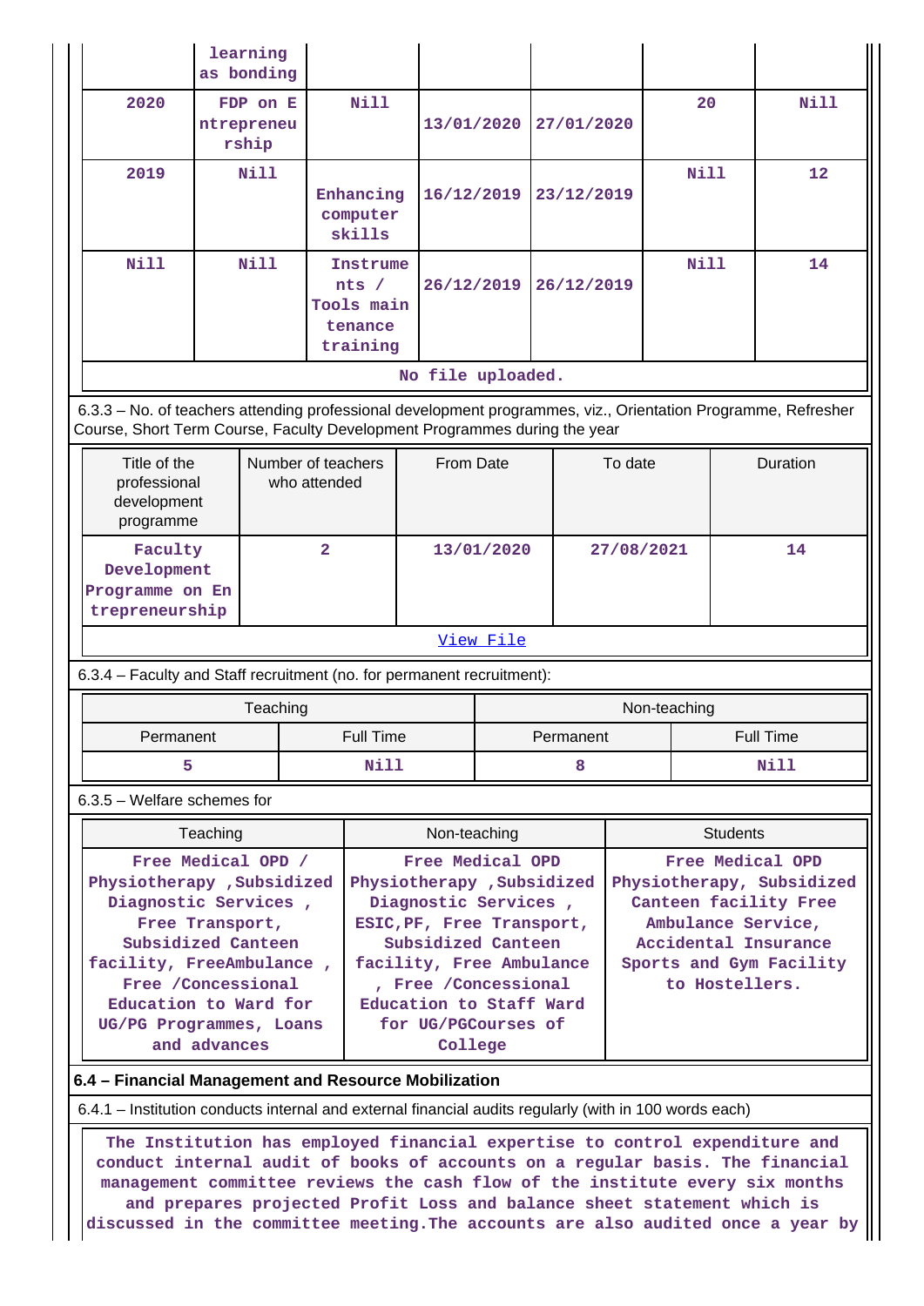| | | | | | | |
|---|---|---|---|---|---|---|
| | learning as bonding | | | | | |
| 2020 | FDP on Entrepreneurship | Nill | 13/01/2020 | 27/01/2020 | 20 | Nill |
| 2019 | Nill | Enhancing computer skills | 16/12/2019 | 23/12/2019 | Nill | 12 |
| Nill | Nill | Instruments / Tools maintenance training | 26/12/2019 | 26/12/2019 | Nill | 14 |
| No file uploaded. | | | | | | |

6.3.3 – No. of teachers attending professional development programmes, viz., Orientation Programme, Refresher Course, Short Term Course, Faculty Development Programmes during the year

| Title of the professional development programme | Number of teachers who attended | From Date | To date | Duration |
|---|---|---|---|---|
| Faculty Development Programme on Entrepreneurship | 2 | 13/01/2020 | 27/08/2021 | 14 |
| View File | | | | |

6.3.4 – Faculty and Staff recruitment (no. for permanent recruitment):

| Teaching | | Non-teaching | |
|---|---|---|---|
| Permanent | Full Time | Permanent | Full Time |
| 5 | Nill | 8 | Nill |

6.3.5 – Welfare schemes for

| Teaching | Non-teaching | Students |
|---|---|---|
| Free Medical OPD / Physiotherapy ,Subsidized Diagnostic Services , Free Transport, Subsidized Canteen facility, FreeAmbulance , Free /Concessional Education to Ward for UG/PG Programmes, Loans and advances | Free Medical OPD Physiotherapy ,Subsidized Diagnostic Services , ESIC,PF, Free Transport, Subsidized Canteen facility, Free Ambulance , Free /Concessional Education to Staff Ward for UG/PGCourses of College | Free Medical OPD Physiotherapy, Subsidized Canteen facility Free Ambulance Service, Accidental Insurance Sports and Gym Facility to Hostellers. |

**6.4 – Financial Management and Resource Mobilization**

6.4.1 – Institution conducts internal and external financial audits regularly (with in 100 words each)

The Institution has employed financial expertise to control expenditure and conduct internal audit of books of accounts on a regular basis. The financial management committee reviews the cash flow of the institute every six months and prepares projected Profit Loss and balance sheet statement which is discussed in the committee meeting.The accounts are also audited once a year by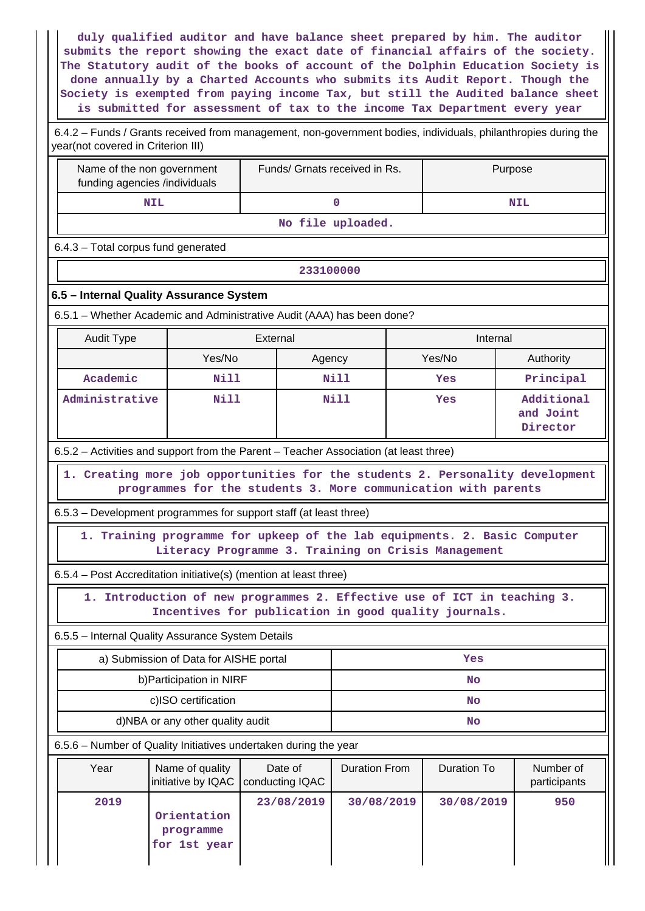duly qualified auditor and have balance sheet prepared by him. The auditor submits the report showing the exact date of financial affairs of the society. The Statutory audit of the books of account of the Dolphin Education Society is done annually by a Charted Accounts who submits its Audit Report. Though the Society is exempted from paying income Tax, but still the Audited balance sheet is submitted for assessment of tax to the income Tax Department every year

6.4.2 – Funds / Grants received from management, non-government bodies, individuals, philanthropies during the year(not covered in Criterion III)

| Name of the non government funding agencies /individuals | Funds/ Grnats received in Rs. | Purpose |
|---|---|---|
| NIL | 0 | NIL |

No file uploaded.

6.4.3 – Total corpus fund generated

| |
|---|
| 233100000 |

### 6.5 – Internal Quality Assurance System

6.5.1 – Whether Academic and Administrative Audit (AAA) has been done?

| Audit Type | External | | Internal | |
|---|---|---|---|---|
| | Yes/No | Agency | Yes/No | Authority |
| Academic | Nill | Nill | Yes | Principal |
| Administrative | Nill | Nill | Yes | Additional and Joint Director |

6.5.2 – Activities and support from the Parent – Teacher Association (at least three)

1. Creating more job opportunities for the students 2. Personality development programmes for the students 3. More communication with parents

6.5.3 – Development programmes for support staff (at least three)

1. Training programme for upkeep of the lab equipments. 2. Basic Computer Literacy Programme 3. Training on Crisis Management

6.5.4 – Post Accreditation initiative(s) (mention at least three)

1. Introduction of new programmes 2. Effective use of ICT in teaching 3. Incentives for publication in good quality journals.

6.5.5 – Internal Quality Assurance System Details

| | |
|---|---|
| a) Submission of Data for AISHE portal | Yes |
| b)Participation in NIRF | No |
| c)ISO certification | No |
| d)NBA or any other quality audit | No |

6.5.6 – Number of Quality Initiatives undertaken during the year

| Year | Name of quality initiative by IQAC | Date of conducting IQAC | Duration From | Duration To | Number of participants |
|---|---|---|---|---|---|
| 2019 | Orientation programme for 1st year | 23/08/2019 | 30/08/2019 | 30/08/2019 | 950 |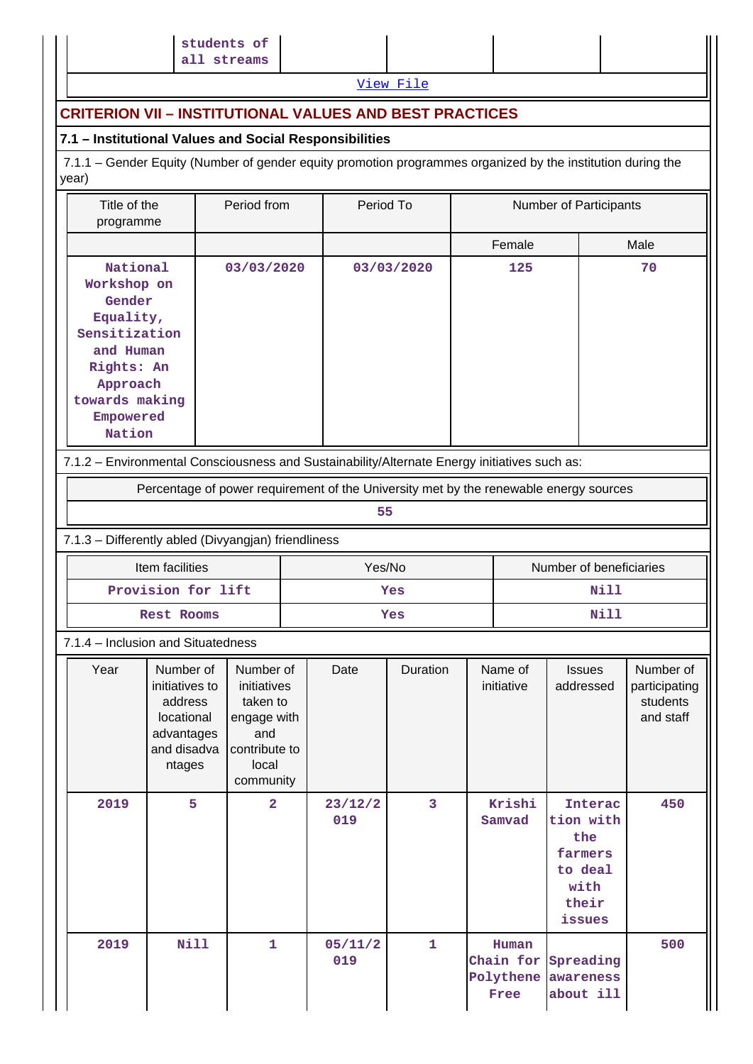| | students of all streams | | | | |
|---|---|---|---|---|---|

View File

## CRITERION VII – INSTITUTIONAL VALUES AND BEST PRACTICES

### 7.1 – Institutional Values and Social Responsibilities

7.1.1 – Gender Equity (Number of gender equity promotion programmes organized by the institution during the year)

| Title of the programme | Period from | Period To | Number of Participants | |
|---|---|---|---|---|
| | | | Female | Male |
| National Workshop on Gender Equality, Sensitization and Human Rights: An Approach towards making Empowered Nation | 03/03/2020 | 03/03/2020 | 125 | 70 |

7.1.2 – Environmental Consciousness and Sustainability/Alternate Energy initiatives such as:

| Percentage of power requirement of the University met by the renewable energy sources |
|---|
| 55 |

7.1.3 – Differently abled (Divyangjan) friendliness

| Item facilities | Yes/No | Number of beneficiaries |
|---|---|---|
| Provision for lift | Yes | Nill |
| Rest Rooms | Yes | Nill |

7.1.4 – Inclusion and Situatedness

| Year | Number of initiatives to address locational advantages and disadvantages | Number of initiatives taken to engage with and contribute to local community | Date | Duration | Name of initiative | Issues addressed | Number of participating students and staff |
|---|---|---|---|---|---|---|---|
| 2019 | 5 | 2 | 23/12/2019 | 3 | Krishi Samvad | Interaction with the farmers to deal with their issues | 450 |
| 2019 | Nill | 1 | 05/11/2019 | 1 | Human Chain for Polythene Free | Spreading awareness about ill | 500 |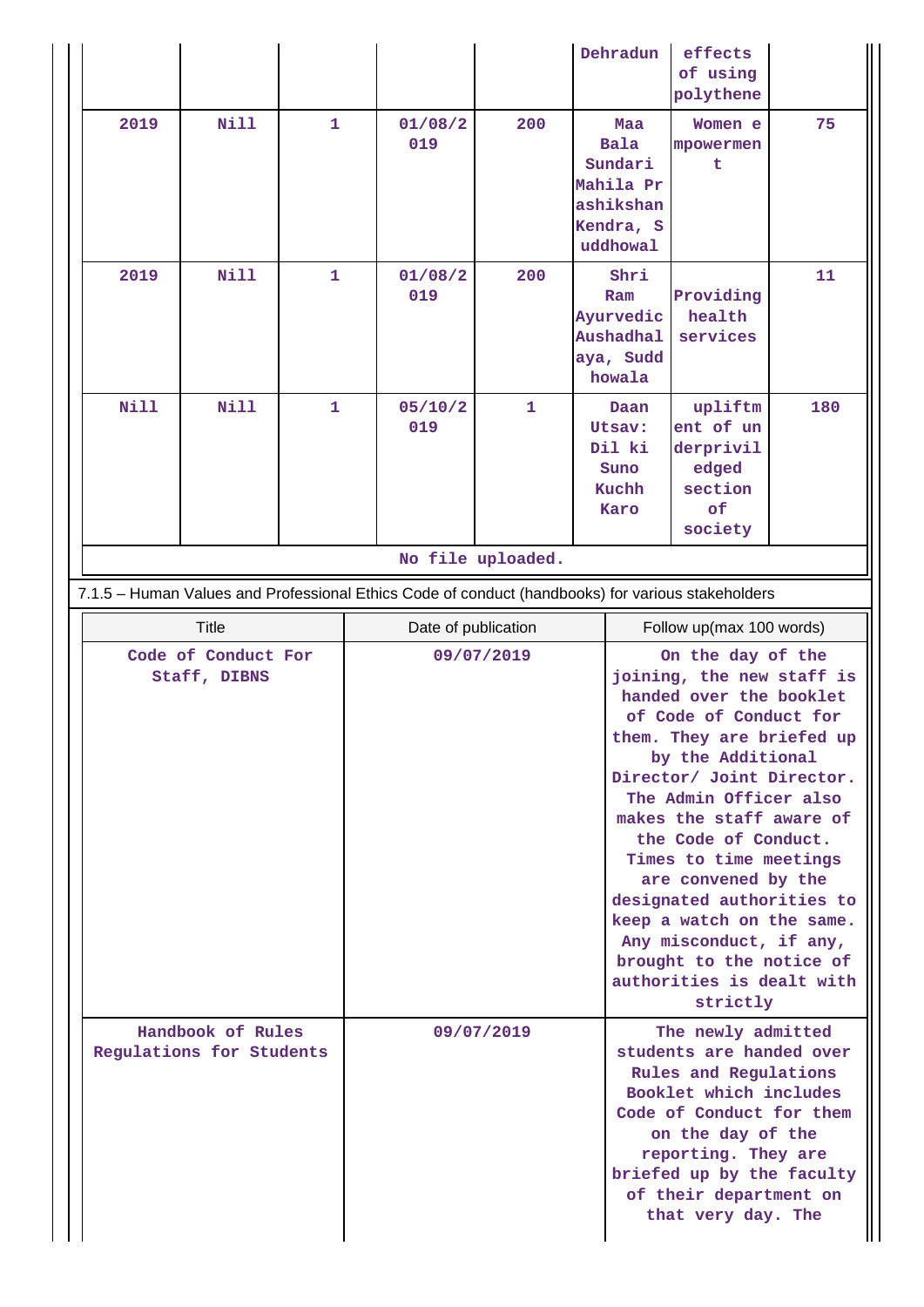| | | | | | | | |
|---|---|---|---|---|---|---|---|
| | | | | | Dehradun | effects of using polythene | |
| 2019 | Nill | 1 | 01/08/2019 | 200 | Maa Bala Sundari Mahila Prashikshan Kendra, Suddhowal | Women empowerment | 75 |
| 2019 | Nill | 1 | 01/08/2019 | 200 | Shri Ram Ayurvedic Aushadhalaya, Suddhowala | Providing health services | 11 |
| Nill | Nill | 1 | 05/10/2019 | 1 | Daan Utsav: Dil ki Suno Kuchh Karo | upliftment of underprivileged section of society | 180 |

No file uploaded.

7.1.5 – Human Values and Professional Ethics Code of conduct (handbooks) for various stakeholders

| Title | Date of publication | Follow up(max 100 words) |
|---|---|---|
| Code of Conduct For Staff, DIBNS | 09/07/2019 | On the day of the joining, the new staff is handed over the booklet of Code of Conduct for them. They are briefed up by the Additional Director/ Joint Director. The Admin Officer also makes the staff aware of the Code of Conduct. Times to time meetings are convened by the designated authorities to keep a watch on the same. Any misconduct, if any, brought to the notice of authorities is dealt with strictly |
| Handbook of Rules Regulations for Students | 09/07/2019 | The newly admitted students are handed over Rules and Regulations Booklet which includes Code of Conduct for them on the day of the reporting. They are briefed up by the faculty of their department on that very day. The |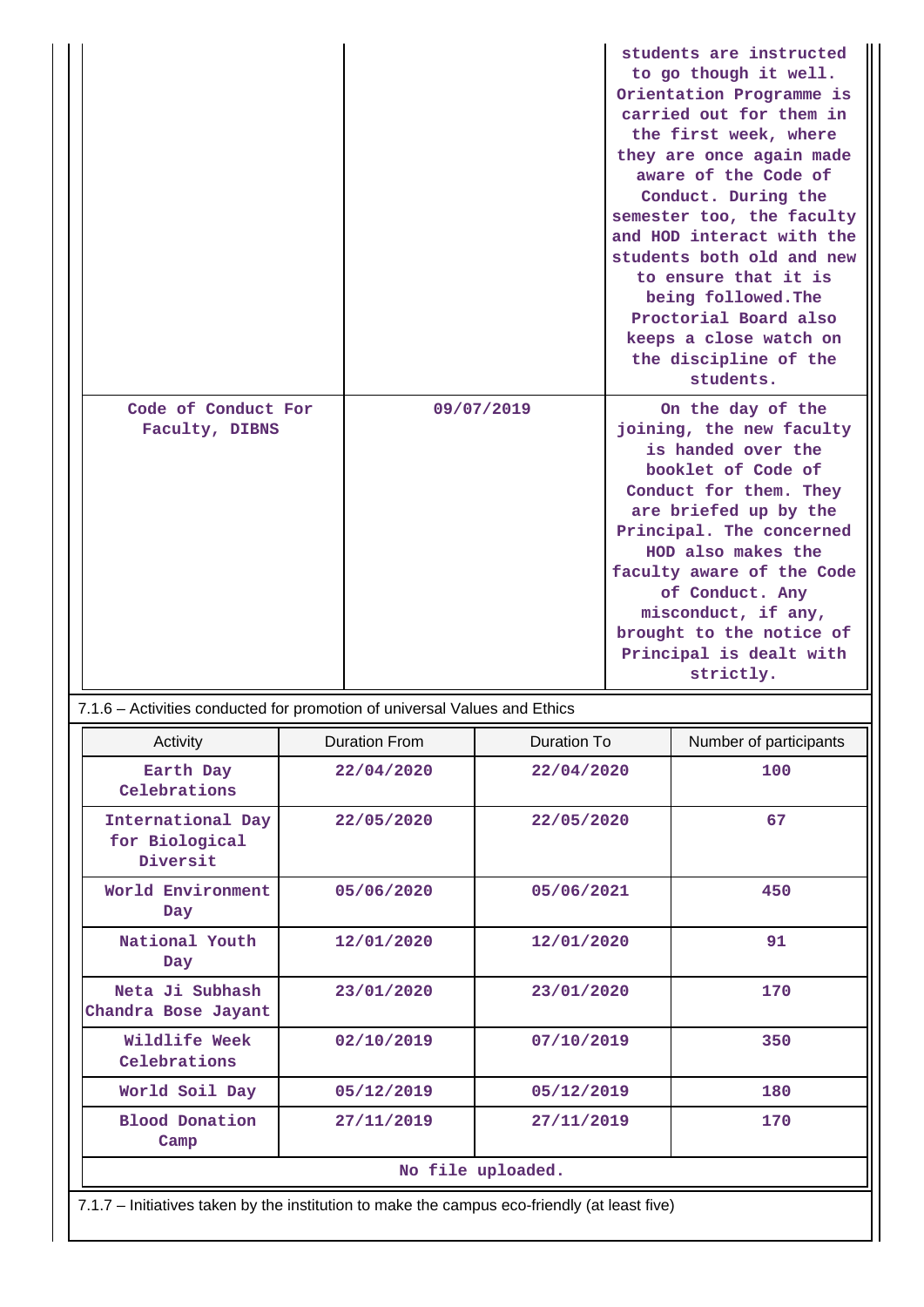| | | |
|---|---|---|
| | | students are instructed to go though it well. Orientation Programme is carried out for them in the first week, where they are once again made aware of the Code of Conduct. During the semester too, the faculty and HOD interact with the students both old and new to ensure that it is being followed.The Proctorial Board also keeps a close watch on the discipline of the students. |
| Code of Conduct For Faculty, DIBNS | 09/07/2019 | On the day of the joining, the new faculty is handed over the booklet of Code of Conduct for them. They are briefed up by the Principal. The concerned HOD also makes the faculty aware of the Code of Conduct. Any misconduct, if any, brought to the notice of Principal is dealt with strictly. |

7.1.6 – Activities conducted for promotion of universal Values and Ethics

| Activity | Duration From | Duration To | Number of participants |
|---|---|---|---|
| Earth Day Celebrations | 22/04/2020 | 22/04/2020 | 100 |
| International Day for Biological Diversit | 22/05/2020 | 22/05/2020 | 67 |
| World Environment Day | 05/06/2020 | 05/06/2021 | 450 |
| National Youth Day | 12/01/2020 | 12/01/2020 | 91 |
| Neta Ji Subhash Chandra Bose Jayant | 23/01/2020 | 23/01/2020 | 170 |
| Wildlife Week Celebrations | 02/10/2019 | 07/10/2019 | 350 |
| World Soil Day | 05/12/2019 | 05/12/2019 | 180 |
| Blood Donation Camp | 27/11/2019 | 27/11/2019 | 170 |
| No file uploaded. | | | |

7.1.7 – Initiatives taken by the institution to make the campus eco-friendly (at least five)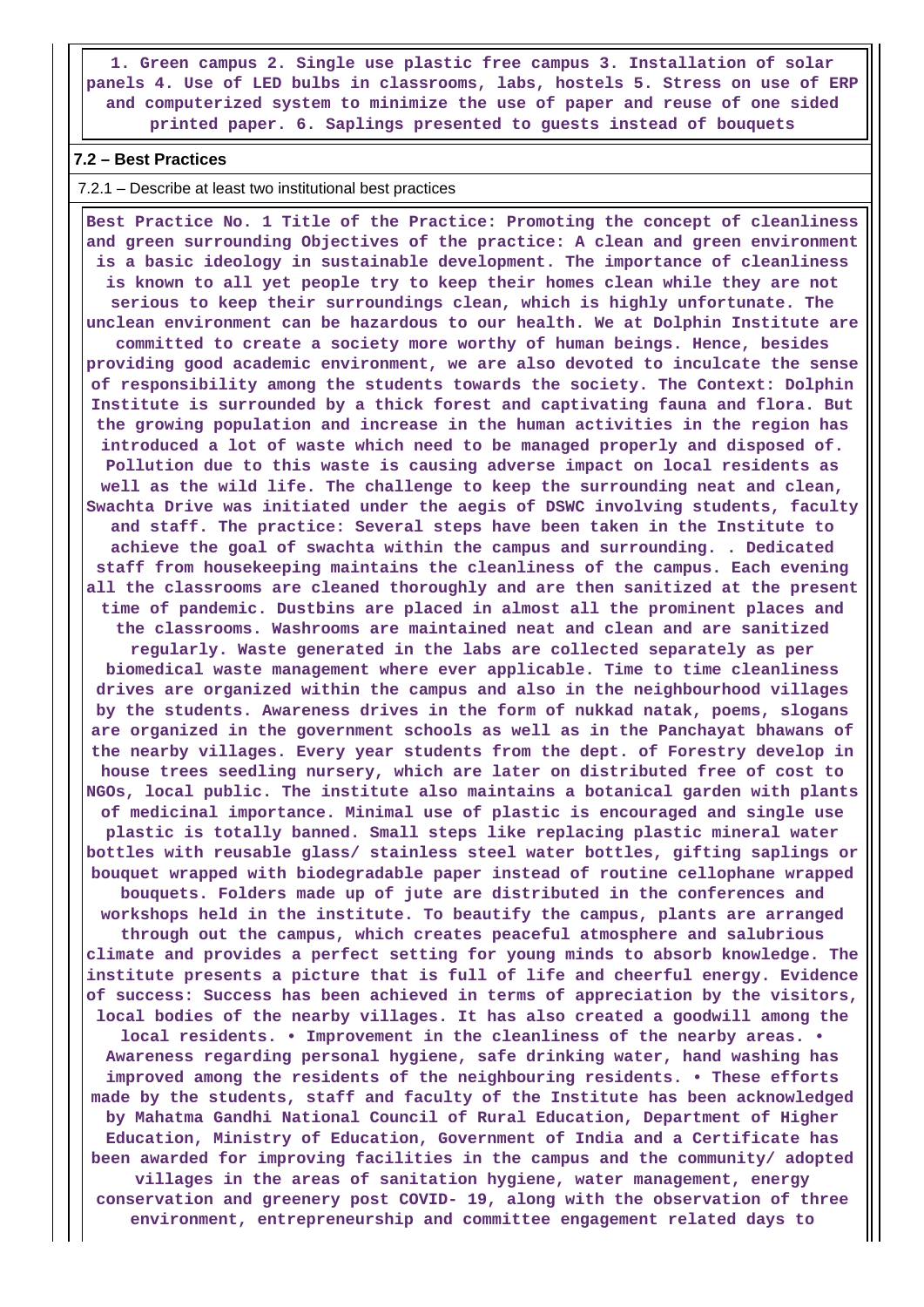**1. Green campus 2. Single use plastic free campus 3. Installation of solar panels 4. Use of LED bulbs in classrooms, labs, hostels 5. Stress on use of ERP and computerized system to minimize the use of paper and reuse of one sided printed paper. 6. Saplings presented to guests instead of bouquets**

### 7.2 – Best Practices

7.2.1 – Describe at least two institutional best practices

**Best Practice No. 1 Title of the Practice: Promoting the concept of cleanliness and green surrounding Objectives of the practice: A clean and green environment is a basic ideology in sustainable development. The importance of cleanliness is known to all yet people try to keep their homes clean while they are not serious to keep their surroundings clean, which is highly unfortunate. The unclean environment can be hazardous to our health. We at Dolphin Institute are committed to create a society more worthy of human beings. Hence, besides providing good academic environment, we are also devoted to inculcate the sense of responsibility among the students towards the society. The Context: Dolphin Institute is surrounded by a thick forest and captivating fauna and flora. But the growing population and increase in the human activities in the region has introduced a lot of waste which need to be managed properly and disposed of. Pollution due to this waste is causing adverse impact on local residents as well as the wild life. The challenge to keep the surrounding neat and clean, Swachta Drive was initiated under the aegis of DSWC involving students, faculty and staff. The practice: Several steps have been taken in the Institute to achieve the goal of swachta within the campus and surrounding. . Dedicated staff from housekeeping maintains the cleanliness of the campus. Each evening all the classrooms are cleaned thoroughly and are then sanitized at the present time of pandemic. Dustbins are placed in almost all the prominent places and the classrooms. Washrooms are maintained neat and clean and are sanitized regularly. Waste generated in the labs are collected separately as per biomedical waste management where ever applicable. Time to time cleanliness drives are organized within the campus and also in the neighbourhood villages by the students. Awareness drives in the form of nukkad natak, poems, slogans are organized in the government schools as well as in the Panchayat bhawans of the nearby villages. Every year students from the dept. of Forestry develop in house trees seedling nursery, which are later on distributed free of cost to NGOs, local public. The institute also maintains a botanical garden with plants of medicinal importance. Minimal use of plastic is encouraged and single use plastic is totally banned. Small steps like replacing plastic mineral water bottles with reusable glass/ stainless steel water bottles, gifting saplings or bouquet wrapped with biodegradable paper instead of routine cellophane wrapped bouquets. Folders made up of jute are distributed in the conferences and workshops held in the institute. To beautify the campus, plants are arranged through out the campus, which creates peaceful atmosphere and salubrious climate and provides a perfect setting for young minds to absorb knowledge. The institute presents a picture that is full of life and cheerful energy. Evidence of success: Success has been achieved in terms of appreciation by the visitors, local bodies of the nearby villages. It has also created a goodwill among the local residents. • Improvement in the cleanliness of the nearby areas. • Awareness regarding personal hygiene, safe drinking water, hand washing has improved among the residents of the neighbouring residents. • These efforts made by the students, staff and faculty of the Institute has been acknowledged by Mahatma Gandhi National Council of Rural Education, Department of Higher Education, Ministry of Education, Government of India and a Certificate has been awarded for improving facilities in the campus and the community/ adopted villages in the areas of sanitation hygiene, water management, energy conservation and greenery post COVID- 19, along with the observation of three environment, entrepreneurship and committee engagement related days to**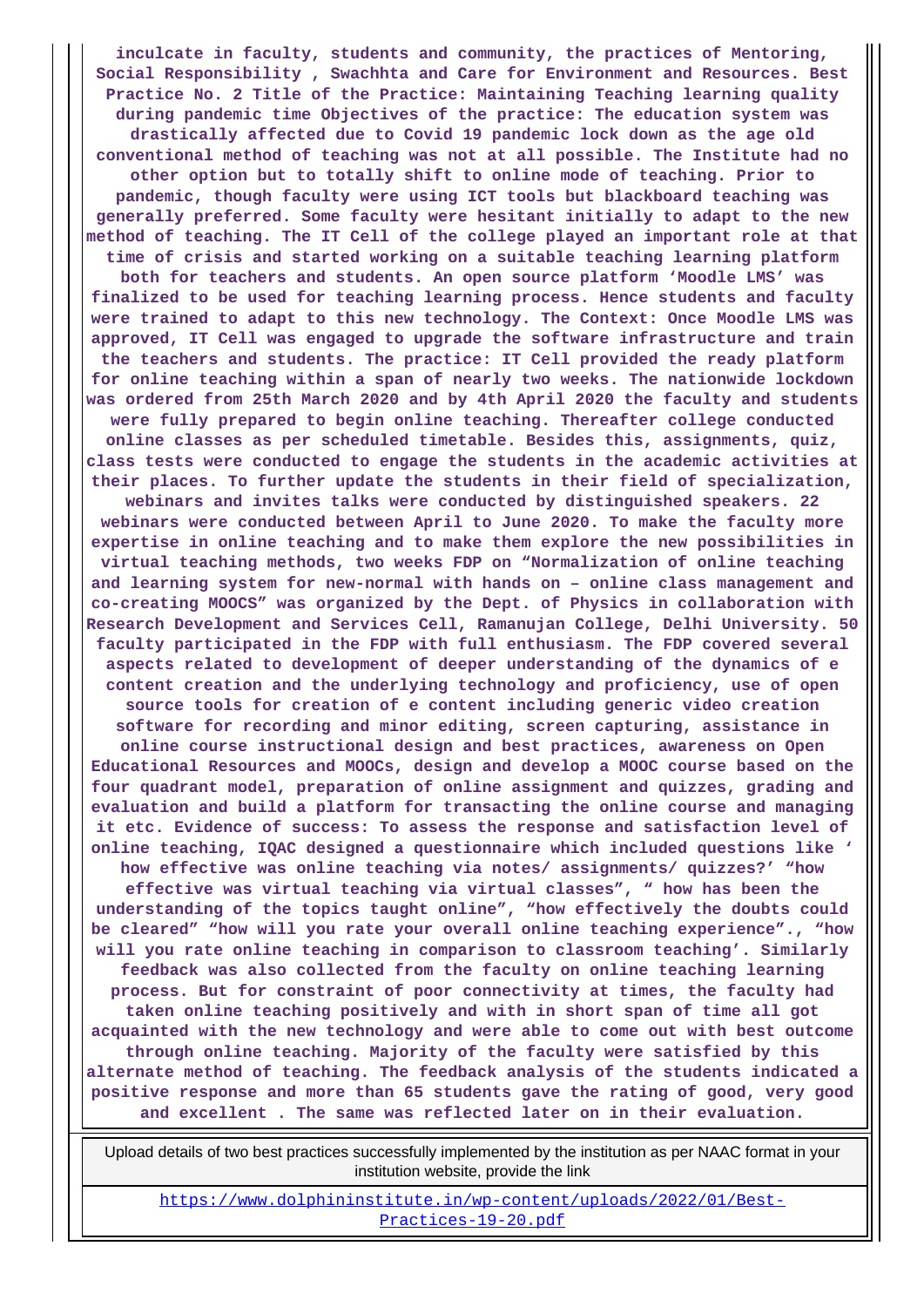inculcate in faculty, students and community, the practices of Mentoring, Social Responsibility , Swachhta and Care for Environment and Resources. Best Practice No. 2 Title of the Practice: Maintaining Teaching learning quality during pandemic time Objectives of the practice: The education system was drastically affected due to Covid 19 pandemic lock down as the age old conventional method of teaching was not at all possible. The Institute had no other option but to totally shift to online mode of teaching. Prior to pandemic, though faculty were using ICT tools but blackboard teaching was generally preferred. Some faculty were hesitant initially to adapt to the new method of teaching. The IT Cell of the college played an important role at that time of crisis and started working on a suitable teaching learning platform both for teachers and students. An open source platform 'Moodle LMS' was finalized to be used for teaching learning process. Hence students and faculty were trained to adapt to this new technology. The Context: Once Moodle LMS was approved, IT Cell was engaged to upgrade the software infrastructure and train the teachers and students. The practice: IT Cell provided the ready platform for online teaching within a span of nearly two weeks. The nationwide lockdown was ordered from 25th March 2020 and by 4th April 2020 the faculty and students were fully prepared to begin online teaching. Thereafter college conducted online classes as per scheduled timetable. Besides this, assignments, quiz, class tests were conducted to engage the students in the academic activities at their places. To further update the students in their field of specialization, webinars and invites talks were conducted by distinguished speakers. 22 webinars were conducted between April to June 2020. To make the faculty more expertise in online teaching and to make them explore the new possibilities in virtual teaching methods, two weeks FDP on "Normalization of online teaching and learning system for new-normal with hands on – online class management and co-creating MOOCS" was organized by the Dept. of Physics in collaboration with Research Development and Services Cell, Ramanujan College, Delhi University. 50 faculty participated in the FDP with full enthusiasm. The FDP covered several aspects related to development of deeper understanding of the dynamics of e content creation and the underlying technology and proficiency, use of open source tools for creation of e content including generic video creation software for recording and minor editing, screen capturing, assistance in online course instructional design and best practices, awareness on Open Educational Resources and MOOCs, design and develop a MOOC course based on the four quadrant model, preparation of online assignment and quizzes, grading and evaluation and build a platform for transacting the online course and managing it etc. Evidence of success: To assess the response and satisfaction level of online teaching, IQAC designed a questionnaire which included questions like ' how effective was online teaching via notes/ assignments/ quizzes?' "how effective was virtual teaching via virtual classes", " how has been the understanding of the topics taught online", "how effectively the doubts could be cleared" "how will you rate your overall online teaching experience"., "how will you rate online teaching in comparison to classroom teaching'. Similarly feedback was also collected from the faculty on online teaching learning process. But for constraint of poor connectivity at times, the faculty had taken online teaching positively and with in short span of time all got acquainted with the new technology and were able to come out with best outcome through online teaching. Majority of the faculty were satisfied by this alternate method of teaching. The feedback analysis of the students indicated a positive response and more than 65 students gave the rating of good, very good and excellent . The same was reflected later on in their evaluation.

| Upload details of two best practices successfully implemented by the institution as per NAAC format in your institution website, provide the link |
|---|
| https://www.dolphininstitute.in/wp-content/uploads/2022/01/Best-Practices-19-20.pdf |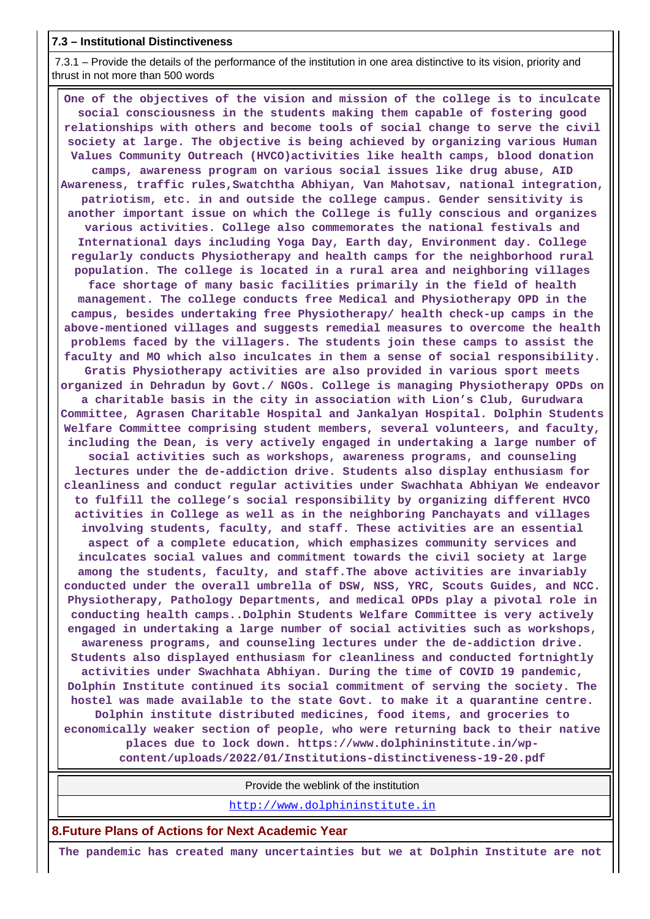**7.3 – Institutional Distinctiveness**

7.3.1 – Provide the details of the performance of the institution in one area distinctive to its vision, priority and thrust in not more than 500 words

One of the objectives of the vision and mission of the college is to inculcate social consciousness in the students making them capable of fostering good relationships with others and become tools of social change to serve the civil society at large. The objective is being achieved by organizing various Human Values Community Outreach (HVCO)activities like health camps, blood donation camps, awareness program on various social issues like drug abuse, AID Awareness, traffic rules,Swatchtha Abhiyan, Van Mahotsav, national integration, patriotism, etc. in and outside the college campus. Gender sensitivity is another important issue on which the College is fully conscious and organizes various activities. College also commemorates the national festivals and International days including Yoga Day, Earth day, Environment day. College regularly conducts Physiotherapy and health camps for the neighborhood rural population. The college is located in a rural area and neighboring villages face shortage of many basic facilities primarily in the field of health management. The college conducts free Medical and Physiotherapy OPD in the campus, besides undertaking free Physiotherapy/ health check-up camps in the above-mentioned villages and suggests remedial measures to overcome the health problems faced by the villagers. The students join these camps to assist the faculty and MO which also inculcates in them a sense of social responsibility. Gratis Physiotherapy activities are also provided in various sport meets organized in Dehradun by Govt./ NGOs. College is managing Physiotherapy OPDs on a charitable basis in the city in association with Lion's Club, Gurudwara Committee, Agrasen Charitable Hospital and Jankalyan Hospital. Dolphin Students Welfare Committee comprising student members, several volunteers, and faculty, including the Dean, is very actively engaged in undertaking a large number of social activities such as workshops, awareness programs, and counseling lectures under the de-addiction drive. Students also display enthusiasm for cleanliness and conduct regular activities under Swachhata Abhiyan We endeavor to fulfill the college's social responsibility by organizing different HVCO activities in College as well as in the neighboring Panchayats and villages involving students, faculty, and staff. These activities are an essential aspect of a complete education, which emphasizes community services and inculcates social values and commitment towards the civil society at large among the students, faculty, and staff.The above activities are invariably conducted under the overall umbrella of DSW, NSS, YRC, Scouts Guides, and NCC. Physiotherapy, Pathology Departments, and medical OPDs play a pivotal role in conducting health camps..Dolphin Students Welfare Committee is very actively engaged in undertaking a large number of social activities such as workshops, awareness programs, and counseling lectures under the de-addiction drive. Students also displayed enthusiasm for cleanliness and conducted fortnightly activities under Swachhata Abhiyan. During the time of COVID 19 pandemic, Dolphin Institute continued its social commitment of serving the society. The hostel was made available to the state Govt. to make it a quarantine centre. Dolphin institute distributed medicines, food items, and groceries to economically weaker section of people, who were returning back to their native places due to lock down. https://www.dolphininstitute.in/wp-content/uploads/2022/01/Institutions-distinctiveness-19-20.pdf

| Provide the weblink of the institution |
| --- |
| http://www.dolphininstitute.in |

**8.Future Plans of Actions for Next Academic Year**

The pandemic has created many uncertainties but we at Dolphin Institute are not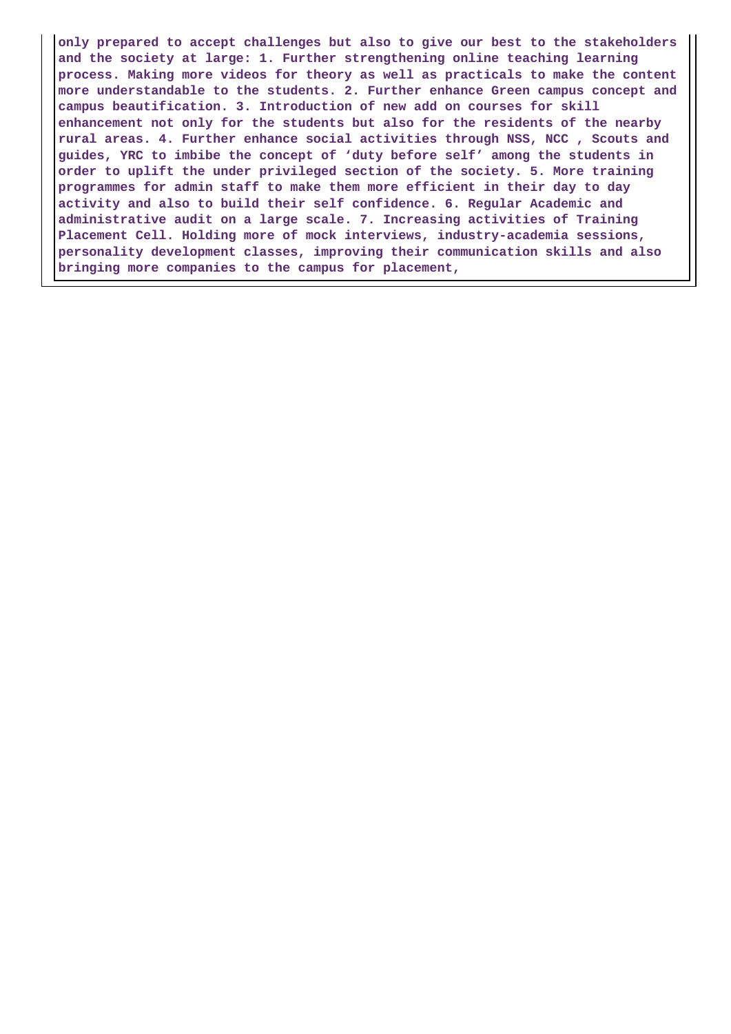**only prepared to accept challenges but also to give our best to the stakeholders and the society at large: 1. Further strengthening online teaching learning process. Making more videos for theory as well as practicals to make the content more understandable to the students. 2. Further enhance Green campus concept and campus beautification. 3. Introduction of new add on courses for skill enhancement not only for the students but also for the residents of the nearby rural areas. 4. Further enhance social activities through NSS, NCC , Scouts and guides, YRC to imbibe the concept of 'duty before self' among the students in order to uplift the under privileged section of the society. 5. More training programmes for admin staff to make them more efficient in their day to day activity and also to build their self confidence. 6. Regular Academic and administrative audit on a large scale. 7. Increasing activities of Training Placement Cell. Holding more of mock interviews, industry-academia sessions, personality development classes, improving their communication skills and also bringing more companies to the campus for placement,**